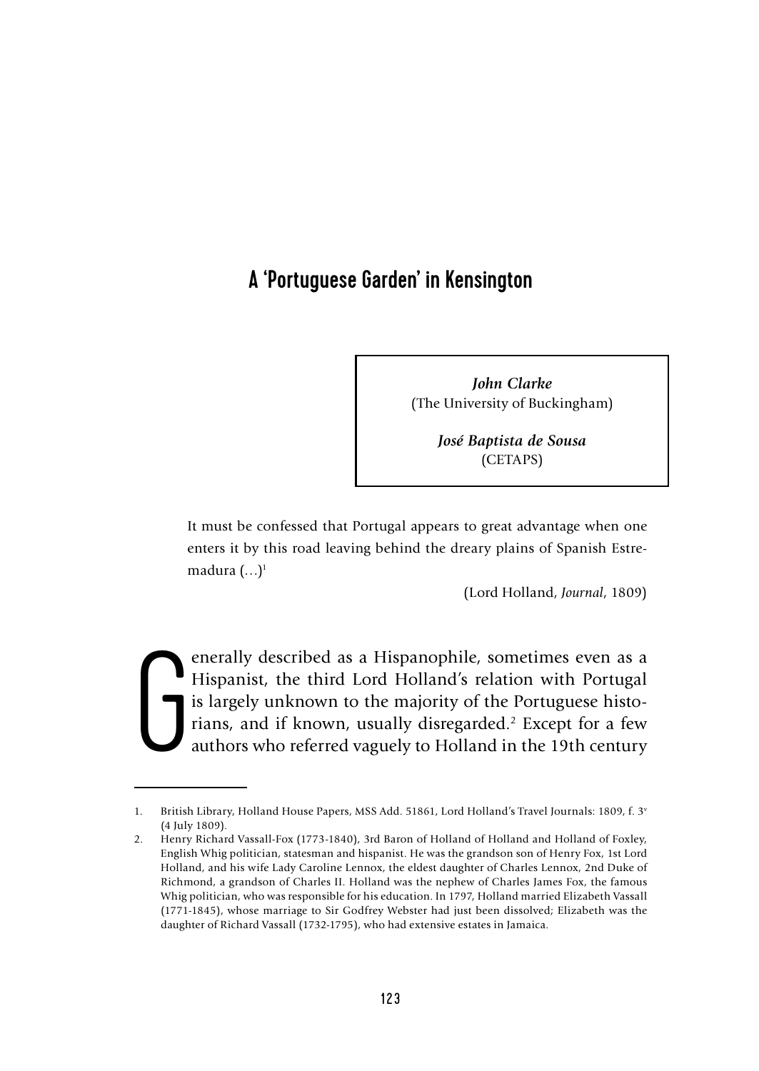# A 'Portuguese Garden' in Kensington

***John Clarke***
(The University of Buckingham)

***José Baptista de Sousa***
(CETAPS)

> It must be confessed that Portugal appears to great advantage when one enters it by this road leaving behind the dreary plains of Spanish Estremadura (...)[1]
>
> (Lord Holland, *Journal*, 1809)

Generally described as a Hispanophile, sometimes even as a Hispanist, the third Lord Holland's relation with Portugal is largely unknown to the majority of the Portuguese historians, and if known, usually disregarded.[2] Except for a few authors who referred vaguely to Holland in the 19th century

---

1. British Library, Holland House Papers, MSS Add. 51861, Lord Holland's Travel Journals: 1809, f. 3[v] (4 July 1809).
2. Henry Richard Vassall-Fox (1773-1840), 3rd Baron of Holland of Holland and Holland of Foxley, English Whig politician, statesman and hispanist. He was the grandson son of Henry Fox, 1st Lord Holland, and his wife Lady Caroline Lennox, the eldest daughter of Charles Lennox, 2nd Duke of Richmond, a grandson of Charles II. Holland was the nephew of Charles James Fox, the famous Whig politician, who was responsible for his education. In 1797, Holland married Elizabeth Vassall (1771-1845), whose marriage to Sir Godfrey Webster had just been dissolved; Elizabeth was the daughter of Richard Vassall (1732-1795), who had extensive estates in Jamaica.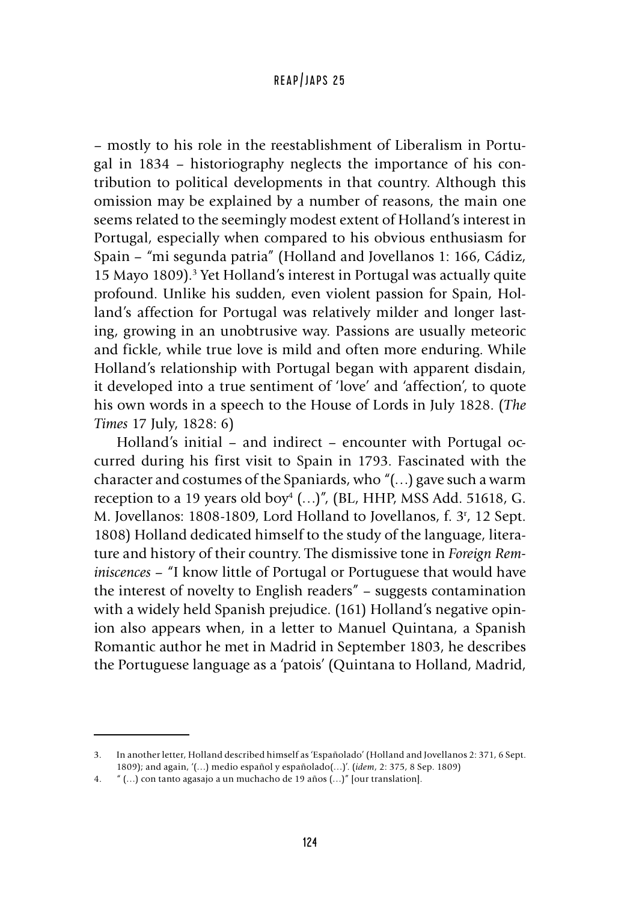– mostly to his role in the reestablishment of Liberalism in Portugal in 1834 – historiography neglects the importance of his contribution to political developments in that country. Although this omission may be explained by a number of reasons, the main one seems related to the seemingly modest extent of Holland's interest in Portugal, especially when compared to his obvious enthusiasm for Spain – "mi segunda patria" (Holland and Jovellanos 1: 166, Cádiz, 15 Mayo 1809).[3] Yet Holland's interest in Portugal was actually quite profound. Unlike his sudden, even violent passion for Spain, Holland's affection for Portugal was relatively milder and longer lasting, growing in an unobtrusive way. Passions are usually meteoric and fickle, while true love is mild and often more enduring. While Holland's relationship with Portugal began with apparent disdain, it developed into a true sentiment of 'love' and 'affection', to quote his own words in a speech to the House of Lords in July 1828. (*The Times* 17 July, 1828: 6)

Holland's initial – and indirect – encounter with Portugal occurred during his first visit to Spain in 1793. Fascinated with the character and costumes of the Spaniards, who "(…) gave such a warm reception to a 19 years old boy[4] (…)", (BL, HHP, MSS Add. 51618, G. M. Jovellanos: 1808-1809, Lord Holland to Jovellanos, f. 3$^{r}$, 12 Sept. 1808) Holland dedicated himself to the study of the language, literature and history of their country. The dismissive tone in *Foreign Reminiscences* – "I know little of Portugal or Portuguese that would have the interest of novelty to English readers" – suggests contamination with a widely held Spanish prejudice. (161) Holland's negative opinion also appears when, in a letter to Manuel Quintana, a Spanish Romantic author he met in Madrid in September 1803, he describes the Portuguese language as a 'patois' (Quintana to Holland, Madrid,

---

3. In another letter, Holland described himself as 'Españolado' (Holland and Jovellanos 2: 371, 6 Sept. 1809); and again, '(…) medio español y españolado(…)'. (*idem*, 2: 375, 8 Sep. 1809)
4. " (…) con tanto agasajo a un muchacho de 19 años (…)" [our translation].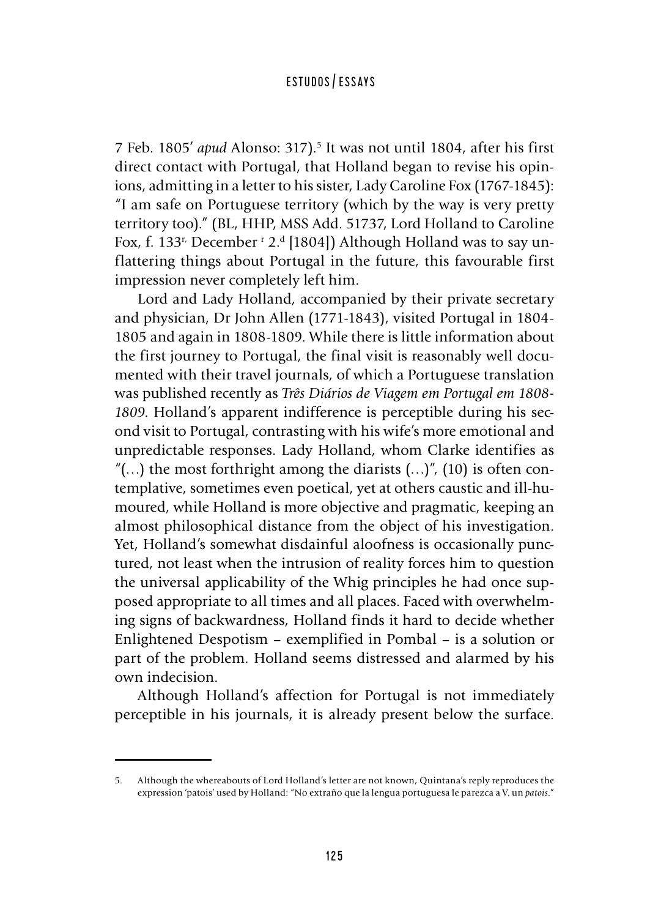7 Feb. 1805' *apud* Alonso: 317).[5] It was not until 1804, after his first direct contact with Portugal, that Holland began to revise his opinions, admitting in a letter to his sister, Lady Caroline Fox (1767-1845): "I am safe on Portuguese territory (which by the way is very pretty territory too)." (BL, HHP, MSS Add. 51737, Lord Holland to Caroline Fox, f. 133r, December r 2.d [1804]) Although Holland was to say unflattering things about Portugal in the future, this favourable first impression never completely left him.

Lord and Lady Holland, accompanied by their private secretary and physician, Dr John Allen (1771-1843), visited Portugal in 1804-1805 and again in 1808-1809. While there is little information about the first journey to Portugal, the final visit is reasonably well documented with their travel journals, of which a Portuguese translation was published recently as *Três Diários de Viagem em Portugal em 1808-1809*. Holland's apparent indifference is perceptible during his second visit to Portugal, contrasting with his wife's more emotional and unpredictable responses. Lady Holland, whom Clarke identifies as "(…) the most forthright among the diarists (…)", (10) is often contemplative, sometimes even poetical, yet at others caustic and ill-humoured, while Holland is more objective and pragmatic, keeping an almost philosophical distance from the object of his investigation. Yet, Holland's somewhat disdainful aloofness is occasionally punctured, not least when the intrusion of reality forces him to question the universal applicability of the Whig principles he had once supposed appropriate to all times and all places. Faced with overwhelming signs of backwardness, Holland finds it hard to decide whether Enlightened Despotism – exemplified in Pombal – is a solution or part of the problem. Holland seems distressed and alarmed by his own indecision.

Although Holland's affection for Portugal is not immediately perceptible in his journals, it is already present below the surface.

---

5. Although the whereabouts of Lord Holland's letter are not known, Quintana's reply reproduces the expression 'patois' used by Holland: "No extraño que la lengua portuguesa le parezca a V. un *patois*."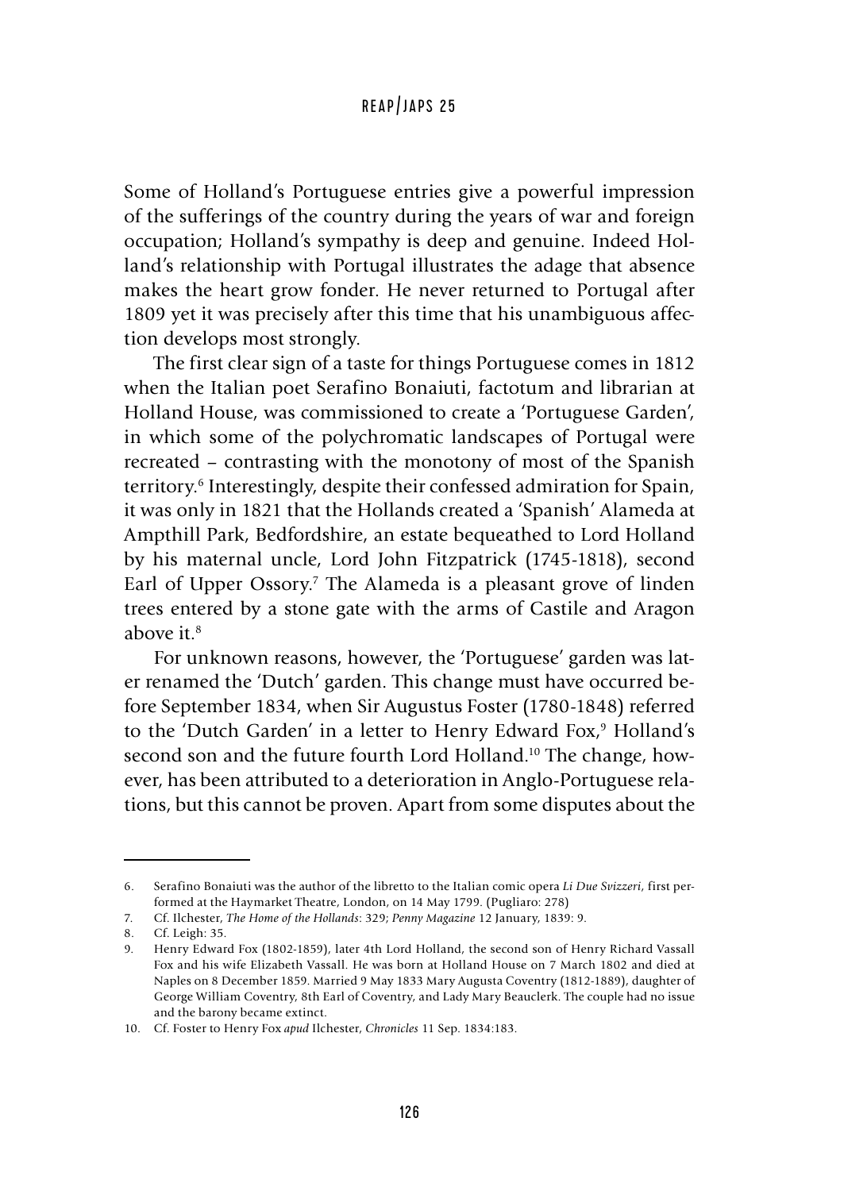Some of Holland's Portuguese entries give a powerful impression of the sufferings of the country during the years of war and foreign occupation; Holland's sympathy is deep and genuine. Indeed Holland's relationship with Portugal illustrates the adage that absence makes the heart grow fonder. He never returned to Portugal after 1809 yet it was precisely after this time that his unambiguous affection develops most strongly.

The first clear sign of a taste for things Portuguese comes in 1812 when the Italian poet Serafino Bonaiuti, factotum and librarian at Holland House, was commissioned to create a 'Portuguese Garden', in which some of the polychromatic landscapes of Portugal were recreated – contrasting with the monotony of most of the Spanish territory.[6] Interestingly, despite their confessed admiration for Spain, it was only in 1821 that the Hollands created a 'Spanish' Alameda at Ampthill Park, Bedfordshire, an estate bequeathed to Lord Holland by his maternal uncle, Lord John Fitzpatrick (1745-1818), second Earl of Upper Ossory.[7] The Alameda is a pleasant grove of linden trees entered by a stone gate with the arms of Castile and Aragon above it.[8]

For unknown reasons, however, the 'Portuguese' garden was later renamed the 'Dutch' garden. This change must have occurred before September 1834, when Sir Augustus Foster (1780-1848) referred to the 'Dutch Garden' in a letter to Henry Edward Fox,[9] Holland's second son and the future fourth Lord Holland.[10] The change, however, has been attributed to a deterioration in Anglo-Portuguese relations, but this cannot be proven. Apart from some disputes about the

---

6. Serafino Bonaiuti was the author of the libretto to the Italian comic opera *Li Due Svizzeri*, first performed at the Haymarket Theatre, London, on 14 May 1799. (Pugliaro: 278)
7. Cf. Ilchester, *The Home of the Hollands*: 329; *Penny Magazine* 12 January, 1839: 9.
8. Cf. Leigh: 35.
9. Henry Edward Fox (1802-1859), later 4th Lord Holland, the second son of Henry Richard Vassall Fox and his wife Elizabeth Vassall. He was born at Holland House on 7 March 1802 and died at Naples on 8 December 1859. Married 9 May 1833 Mary Augusta Coventry (1812-1889), daughter of George William Coventry, 8th Earl of Coventry, and Lady Mary Beauclerk. The couple had no issue and the barony became extinct.
10. Cf. Foster to Henry Fox *apud* Ilchester, *Chronicles* 11 Sep. 1834:183.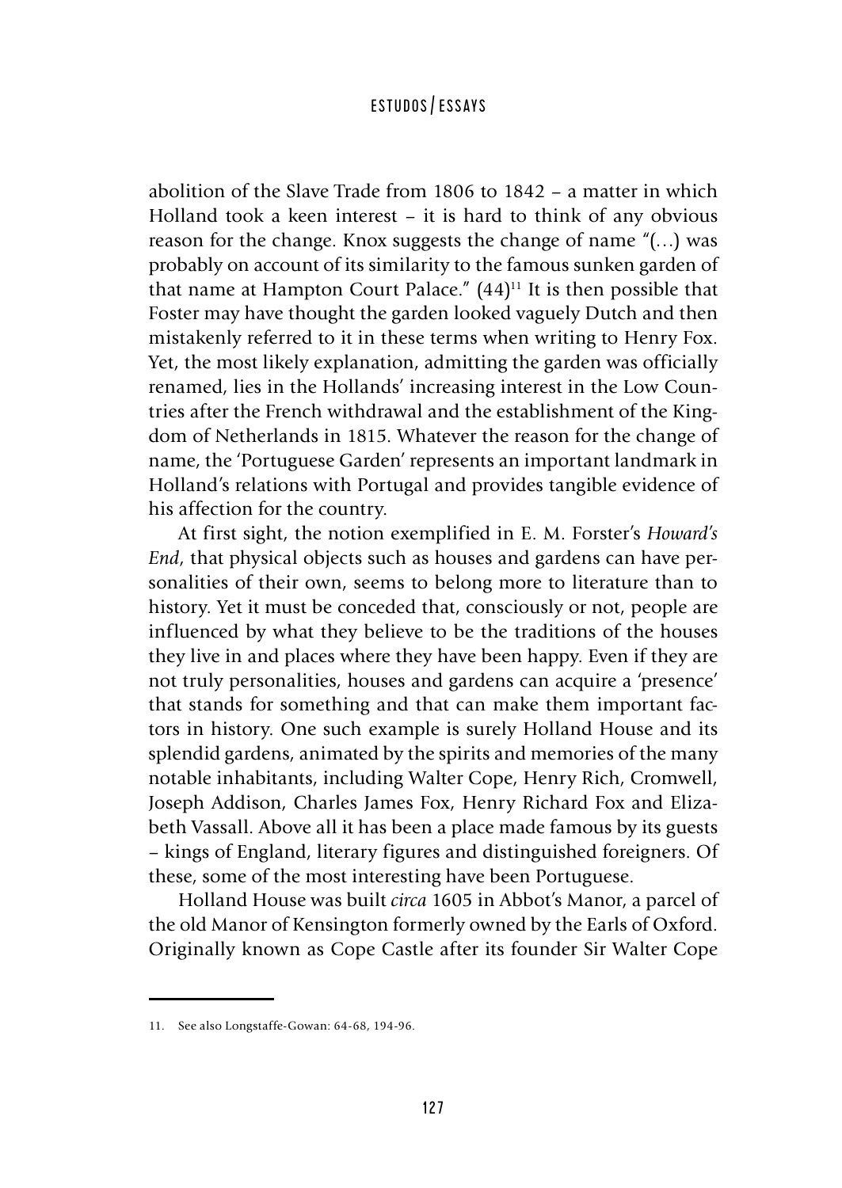abolition of the Slave Trade from 1806 to 1842 – a matter in which Holland took a keen interest – it is hard to think of any obvious reason for the change. Knox suggests the change of name "(…) was probably on account of its similarity to the famous sunken garden of that name at Hampton Court Palace." (44)[11] It is then possible that Foster may have thought the garden looked vaguely Dutch and then mistakenly referred to it in these terms when writing to Henry Fox. Yet, the most likely explanation, admitting the garden was officially renamed, lies in the Hollands' increasing interest in the Low Countries after the French withdrawal and the establishment of the Kingdom of Netherlands in 1815. Whatever the reason for the change of name, the 'Portuguese Garden' represents an important landmark in Holland's relations with Portugal and provides tangible evidence of his affection for the country.

At first sight, the notion exemplified in E. M. Forster's *Howard's End*, that physical objects such as houses and gardens can have personalities of their own, seems to belong more to literature than to history. Yet it must be conceded that, consciously or not, people are influenced by what they believe to be the traditions of the houses they live in and places where they have been happy. Even if they are not truly personalities, houses and gardens can acquire a 'presence' that stands for something and that can make them important factors in history. One such example is surely Holland House and its splendid gardens, animated by the spirits and memories of the many notable inhabitants, including Walter Cope, Henry Rich, Cromwell, Joseph Addison, Charles James Fox, Henry Richard Fox and Elizabeth Vassall. Above all it has been a place made famous by its guests – kings of England, literary figures and distinguished foreigners. Of these, some of the most interesting have been Portuguese.

Holland House was built *circa* 1605 in Abbot's Manor, a parcel of the old Manor of Kensington formerly owned by the Earls of Oxford. Originally known as Cope Castle after its founder Sir Walter Cope

11. See also Longstaffe-Gowan: 64-68, 194-96.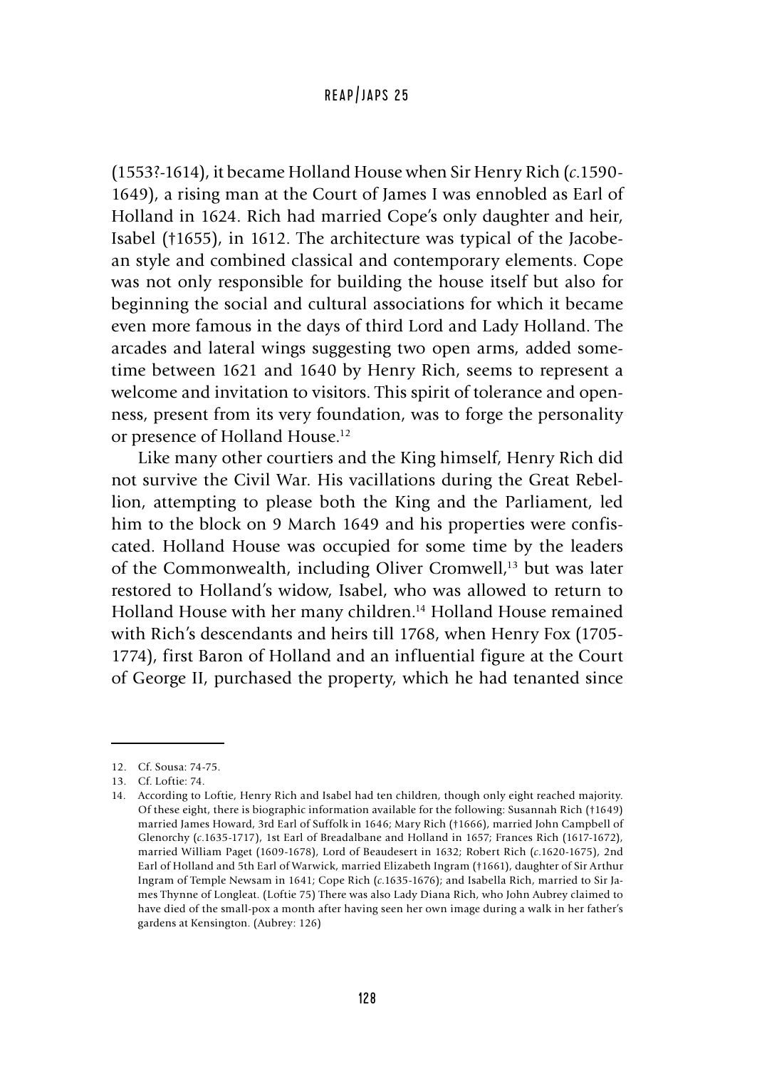(1553?-1614), it became Holland House when Sir Henry Rich (*c.*1590-1649), a rising man at the Court of James I was ennobled as Earl of Holland in 1624. Rich had married Cope's only daughter and heir, Isabel (†1655), in 1612. The architecture was typical of the Jacobean style and combined classical and contemporary elements. Cope was not only responsible for building the house itself but also for beginning the social and cultural associations for which it became even more famous in the days of third Lord and Lady Holland. The arcades and lateral wings suggesting two open arms, added sometime between 1621 and 1640 by Henry Rich, seems to represent a welcome and invitation to visitors. This spirit of tolerance and openness, present from its very foundation, was to forge the personality or presence of Holland House.[12]

Like many other courtiers and the King himself, Henry Rich did not survive the Civil War. His vacillations during the Great Rebellion, attempting to please both the King and the Parliament, led him to the block on 9 March 1649 and his properties were confiscated. Holland House was occupied for some time by the leaders of the Commonwealth, including Oliver Cromwell,[13] but was later restored to Holland's widow, Isabel, who was allowed to return to Holland House with her many children.[14] Holland House remained with Rich's descendants and heirs till 1768, when Henry Fox (1705-1774), first Baron of Holland and an influential figure at the Court of George II, purchased the property, which he had tenanted since

---

12. Cf. Sousa: 74-75.
13. Cf. Loftie: 74.
14. According to Loftie, Henry Rich and Isabel had ten children, though only eight reached majority. Of these eight, there is biographic information available for the following: Susannah Rich (†1649) married James Howard, 3rd Earl of Suffolk in 1646; Mary Rich (†1666), married John Campbell of Glenorchy (*c.*1635-1717), 1st Earl of Breadalbane and Holland in 1657; Frances Rich (1617-1672), married William Paget (1609-1678), Lord of Beaudesert in 1632; Robert Rich (*c.*1620-1675), 2nd Earl of Holland and 5th Earl of Warwick, married Elizabeth Ingram (†1661), daughter of Sir Arthur Ingram of Temple Newsam in 1641; Cope Rich (*c.*1635-1676); and Isabella Rich, married to Sir James Thynne of Longleat. (Loftie 75) There was also Lady Diana Rich, who John Aubrey claimed to have died of the small-pox a month after having seen her own image during a walk in her father's gardens at Kensington. (Aubrey: 126)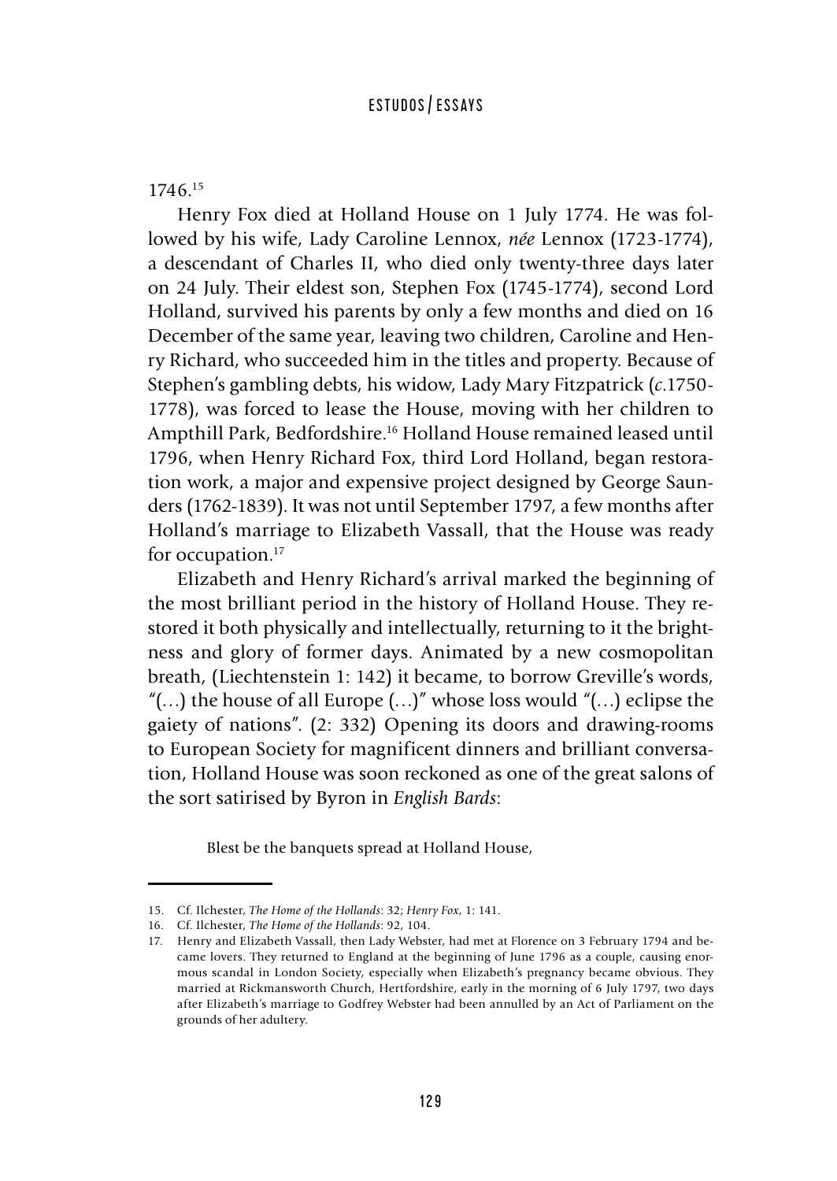1746.[15]

Henry Fox died at Holland House on 1 July 1774. He was followed by his wife, Lady Caroline Lennox, *née* Lennox (1723-1774), a descendant of Charles II, who died only twenty-three days later on 24 July. Their eldest son, Stephen Fox (1745-1774), second Lord Holland, survived his parents by only a few months and died on 16 December of the same year, leaving two children, Caroline and Henry Richard, who succeeded him in the titles and property. Because of Stephen's gambling debts, his widow, Lady Mary Fitzpatrick (*c.*1750-1778), was forced to lease the House, moving with her children to Ampthill Park, Bedfordshire.[16] Holland House remained leased until 1796, when Henry Richard Fox, third Lord Holland, began restoration work, a major and expensive project designed by George Saunders (1762-1839). It was not until September 1797, a few months after Holland's marriage to Elizabeth Vassall, that the House was ready for occupation.[17]

Elizabeth and Henry Richard's arrival marked the beginning of the most brilliant period in the history of Holland House. They restored it both physically and intellectually, returning to it the brightness and glory of former days. Animated by a new cosmopolitan breath, (Liechtenstein 1: 142) it became, to borrow Greville's words, "(…) the house of all Europe (…)" whose loss would "(…) eclipse the gaiety of nations". (2: 332) Opening its doors and drawing-rooms to European Society for magnificent dinners and brilliant conversation, Holland House was soon reckoned as one of the great salons of the sort satirised by Byron in *English Bards*:

> Blest be the banquets spread at Holland House,

---

15. Cf. Ilchester, *The Home of the Hollands*: 32; *Henry Fox*, 1: 141.
16. Cf. Ilchester, *The Home of the Hollands*: 92, 104.
17. Henry and Elizabeth Vassall, then Lady Webster, had met at Florence on 3 February 1794 and became lovers. They returned to England at the beginning of June 1796 as a couple, causing enormous scandal in London Society, especially when Elizabeth's pregnancy became obvious. They married at Rickmansworth Church, Hertfordshire, early in the morning of 6 July 1797, two days after Elizabeth's marriage to Godfrey Webster had been annulled by an Act of Parliament on the grounds of her adultery.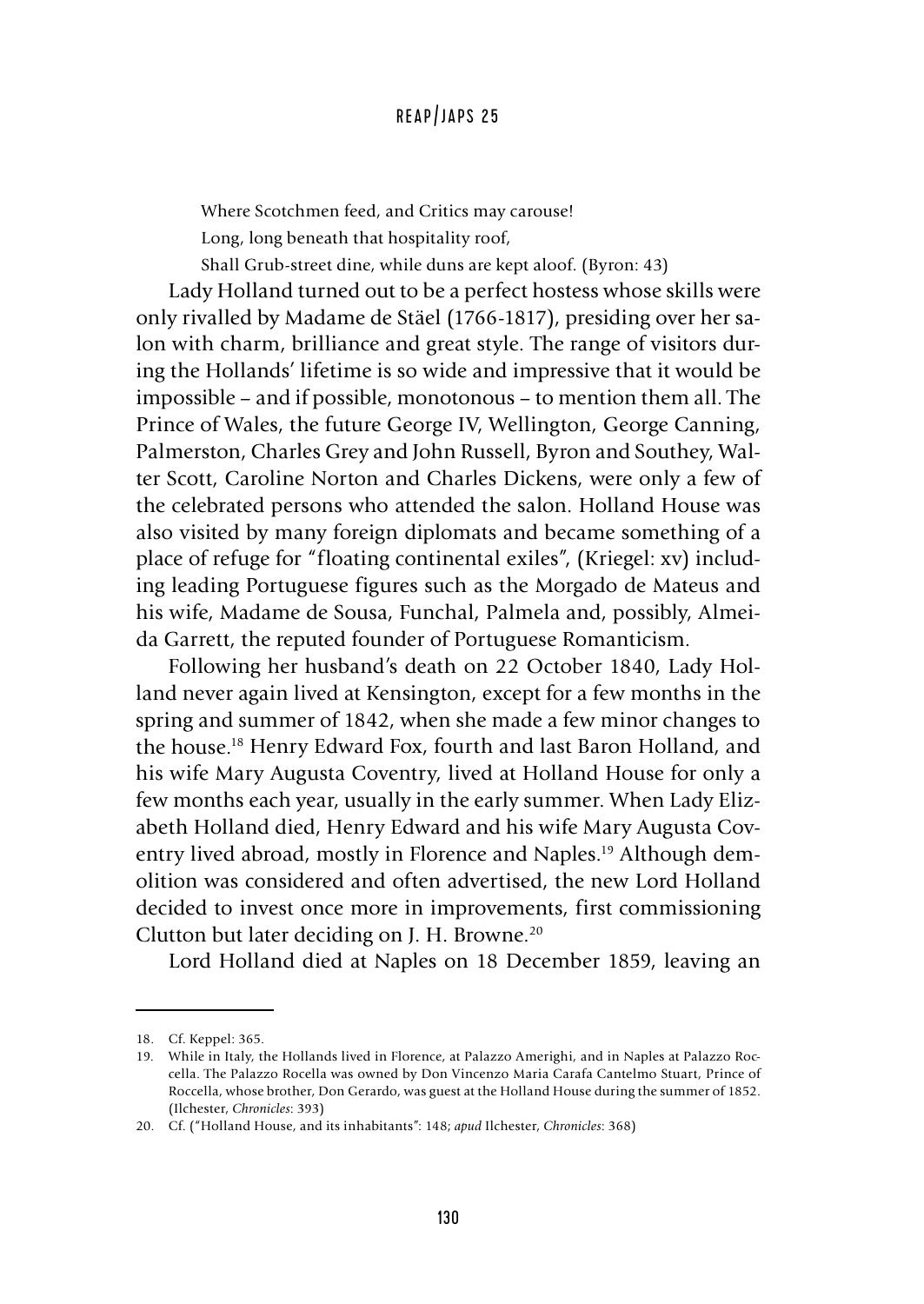> Where Scotchmen feed, and Critics may carouse!
> Long, long beneath that hospitality roof,
> Shall Grub-street dine, while duns are kept aloof. (Byron: 43)

Lady Holland turned out to be a perfect hostess whose skills were only rivalled by Madame de Stäel (1766-1817), presiding over her salon with charm, brilliance and great style. The range of visitors during the Hollands' lifetime is so wide and impressive that it would be impossible – and if possible, monotonous – to mention them all. The Prince of Wales, the future George IV, Wellington, George Canning, Palmerston, Charles Grey and John Russell, Byron and Southey, Walter Scott, Caroline Norton and Charles Dickens, were only a few of the celebrated persons who attended the salon. Holland House was also visited by many foreign diplomats and became something of a place of refuge for "floating continental exiles", (Kriegel: xv) including leading Portuguese figures such as the Morgado de Mateus and his wife, Madame de Sousa, Funchal, Palmela and, possibly, Almeida Garrett, the reputed founder of Portuguese Romanticism.

Following her husband's death on 22 October 1840, Lady Holland never again lived at Kensington, except for a few months in the spring and summer of 1842, when she made a few minor changes to the house.[18] Henry Edward Fox, fourth and last Baron Holland, and his wife Mary Augusta Coventry, lived at Holland House for only a few months each year, usually in the early summer. When Lady Elizabeth Holland died, Henry Edward and his wife Mary Augusta Coventry lived abroad, mostly in Florence and Naples.[19] Although demolition was considered and often advertised, the new Lord Holland decided to invest once more in improvements, first commissioning Clutton but later deciding on J. H. Browne.[20]

Lord Holland died at Naples on 18 December 1859, leaving an

---

18. Cf. Keppel: 365.
19. While in Italy, the Hollands lived in Florence, at Palazzo Amerighi, and in Naples at Palazzo Roccella. The Palazzo Rocella was owned by Don Vincenzo Maria Carafa Cantelmo Stuart, Prince of Roccella, whose brother, Don Gerardo, was guest at the Holland House during the summer of 1852. (Ilchester, *Chronicles*: 393)
20. Cf. ("Holland House, and its inhabitants": 148; *apud* Ilchester, *Chronicles*: 368)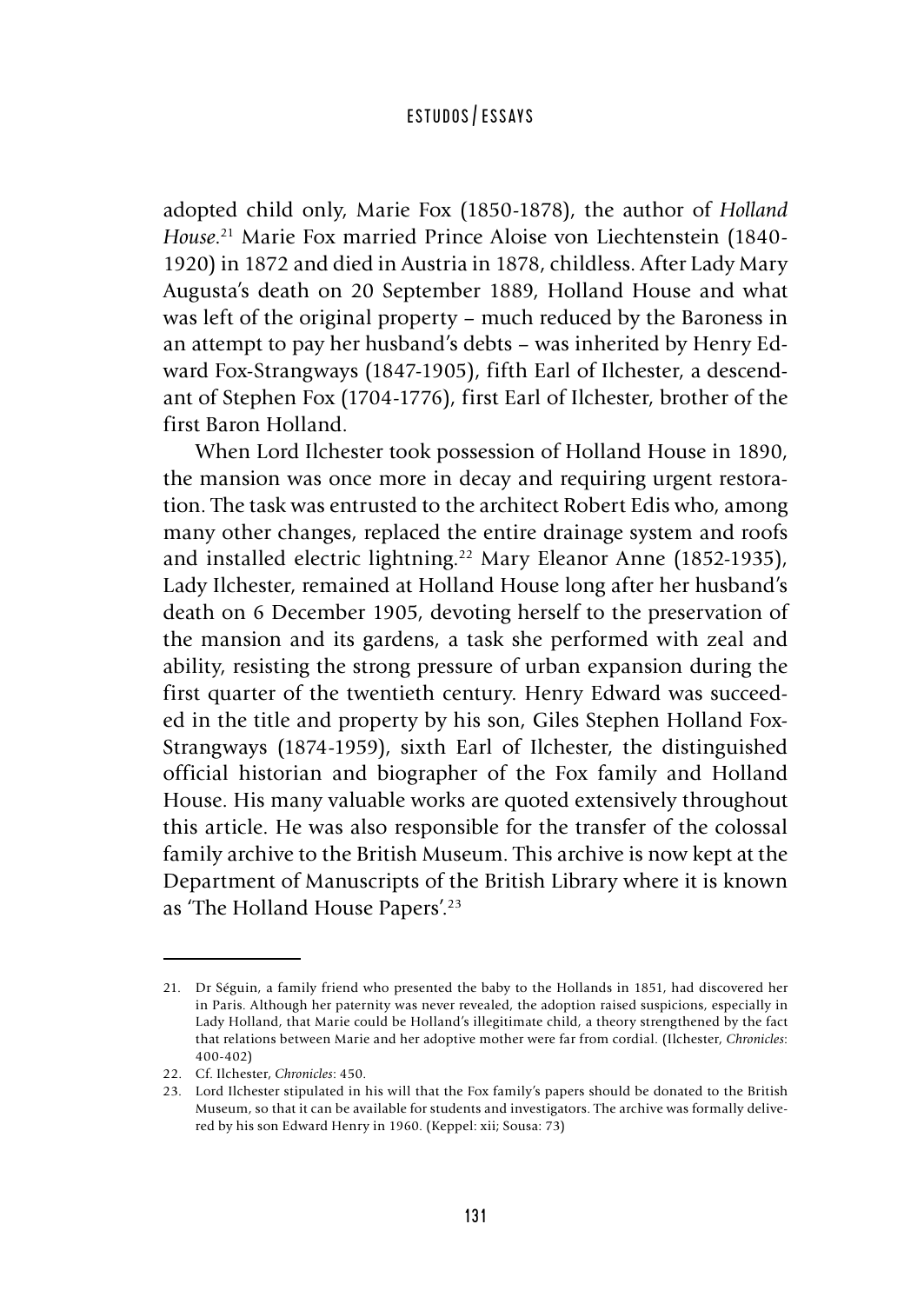adopted child only, Marie Fox (1850-1878), the author of *Holland House*.[21] Marie Fox married Prince Aloise von Liechtenstein (1840-1920) in 1872 and died in Austria in 1878, childless. After Lady Mary Augusta's death on 20 September 1889, Holland House and what was left of the original property – much reduced by the Baroness in an attempt to pay her husband's debts – was inherited by Henry Edward Fox-Strangways (1847-1905), fifth Earl of Ilchester, a descendant of Stephen Fox (1704-1776), first Earl of Ilchester, brother of the first Baron Holland.

When Lord Ilchester took possession of Holland House in 1890, the mansion was once more in decay and requiring urgent restoration. The task was entrusted to the architect Robert Edis who, among many other changes, replaced the entire drainage system and roofs and installed electric lightning.[22] Mary Eleanor Anne (1852-1935), Lady Ilchester, remained at Holland House long after her husband's death on 6 December 1905, devoting herself to the preservation of the mansion and its gardens, a task she performed with zeal and ability, resisting the strong pressure of urban expansion during the first quarter of the twentieth century. Henry Edward was succeeded in the title and property by his son, Giles Stephen Holland Fox-Strangways (1874-1959), sixth Earl of Ilchester, the distinguished official historian and biographer of the Fox family and Holland House. His many valuable works are quoted extensively throughout this article. He was also responsible for the transfer of the colossal family archive to the British Museum. This archive is now kept at the Department of Manuscripts of the British Library where it is known as 'The Holland House Papers'.[23]

---

21. Dr Séguin, a family friend who presented the baby to the Hollands in 1851, had discovered her in Paris. Although her paternity was never revealed, the adoption raised suspicions, especially in Lady Holland, that Marie could be Holland's illegitimate child, a theory strengthened by the fact that relations between Marie and her adoptive mother were far from cordial. (Ilchester, *Chronicles*: 400-402)
22. Cf. Ilchester, *Chronicles*: 450.
23. Lord Ilchester stipulated in his will that the Fox family's papers should be donated to the British Museum, so that it can be available for students and investigators. The archive was formally delivered by his son Edward Henry in 1960. (Keppel: xii; Sousa: 73)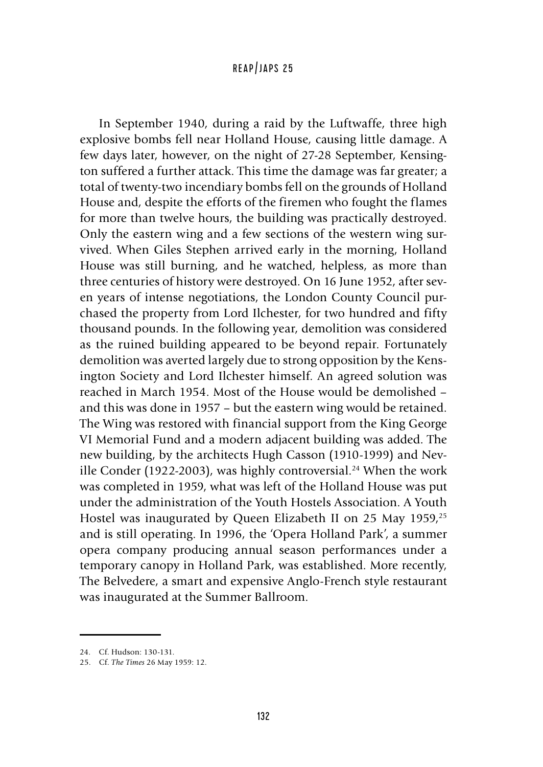In September 1940, during a raid by the Luftwaffe, three high explosive bombs fell near Holland House, causing little damage. A few days later, however, on the night of 27-28 September, Kensington suffered a further attack. This time the damage was far greater; a total of twenty-two incendiary bombs fell on the grounds of Holland House and, despite the efforts of the firemen who fought the flames for more than twelve hours, the building was practically destroyed. Only the eastern wing and a few sections of the western wing survived. When Giles Stephen arrived early in the morning, Holland House was still burning, and he watched, helpless, as more than three centuries of history were destroyed. On 16 June 1952, after seven years of intense negotiations, the London County Council purchased the property from Lord Ilchester, for two hundred and fifty thousand pounds. In the following year, demolition was considered as the ruined building appeared to be beyond repair. Fortunately demolition was averted largely due to strong opposition by the Kensington Society and Lord Ilchester himself. An agreed solution was reached in March 1954. Most of the House would be demolished – and this was done in 1957 – but the eastern wing would be retained. The Wing was restored with financial support from the King George VI Memorial Fund and a modern adjacent building was added. The new building, by the architects Hugh Casson (1910-1999) and Neville Conder (1922-2003), was highly controversial.[24] When the work was completed in 1959, what was left of the Holland House was put under the administration of the Youth Hostels Association. A Youth Hostel was inaugurated by Queen Elizabeth II on 25 May 1959,[25] and is still operating. In 1996, the 'Opera Holland Park', a summer opera company producing annual season performances under a temporary canopy in Holland Park, was established. More recently, The Belvedere, a smart and expensive Anglo-French style restaurant was inaugurated at the Summer Ballroom.

---

24. Cf. Hudson: 130-131.
25. Cf. *The Times* 26 May 1959: 12.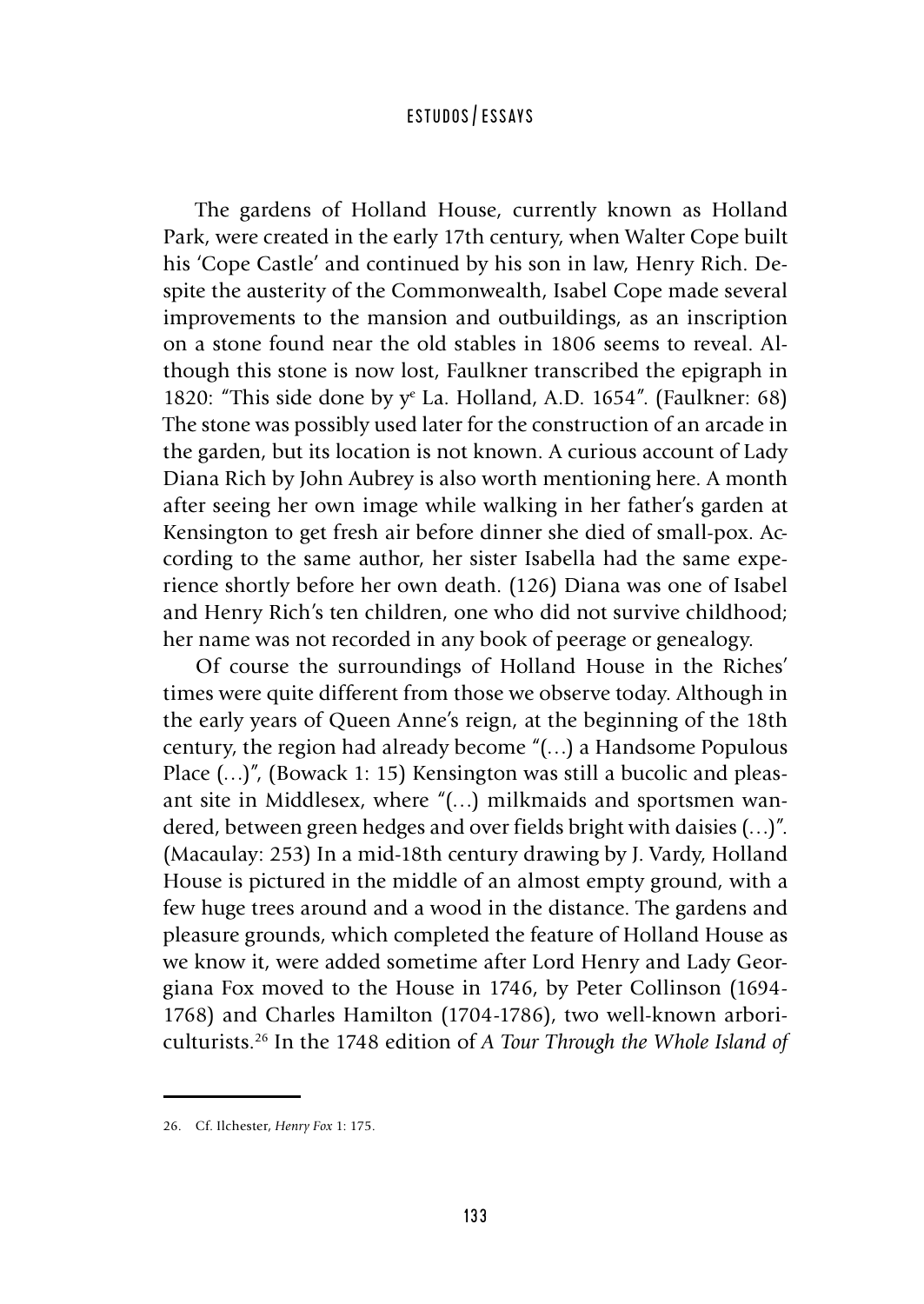The gardens of Holland House, currently known as Holland Park, were created in the early 17th century, when Walter Cope built his 'Cope Castle' and continued by his son in law, Henry Rich. Despite the austerity of the Commonwealth, Isabel Cope made several improvements to the mansion and outbuildings, as an inscription on a stone found near the old stables in 1806 seems to reveal. Although this stone is now lost, Faulkner transcribed the epigraph in 1820: "This side done by y[e] La. Holland, A.D. 1654". (Faulkner: 68) The stone was possibly used later for the construction of an arcade in the garden, but its location is not known. A curious account of Lady Diana Rich by John Aubrey is also worth mentioning here. A month after seeing her own image while walking in her father's garden at Kensington to get fresh air before dinner she died of small-pox. According to the same author, her sister Isabella had the same experience shortly before her own death. (126) Diana was one of Isabel and Henry Rich's ten children, one who did not survive childhood; her name was not recorded in any book of peerage or genealogy.

Of course the surroundings of Holland House in the Riches' times were quite different from those we observe today. Although in the early years of Queen Anne's reign, at the beginning of the 18th century, the region had already become "(…) a Handsome Populous Place (…)", (Bowack 1: 15) Kensington was still a bucolic and pleasant site in Middlesex, where "(…) milkmaids and sportsmen wandered, between green hedges and over fields bright with daisies (…)". (Macaulay: 253) In a mid-18th century drawing by J. Vardy, Holland House is pictured in the middle of an almost empty ground, with a few huge trees around and a wood in the distance. The gardens and pleasure grounds, which completed the feature of Holland House as we know it, were added sometime after Lord Henry and Lady Georgiana Fox moved to the House in 1746, by Peter Collinson (1694-1768) and Charles Hamilton (1704-1786), two well-known arboriculturists.[26] In the 1748 edition of *A Tour Through the Whole Island of*

---

26. Cf. Ilchester, *Henry Fox* 1: 175.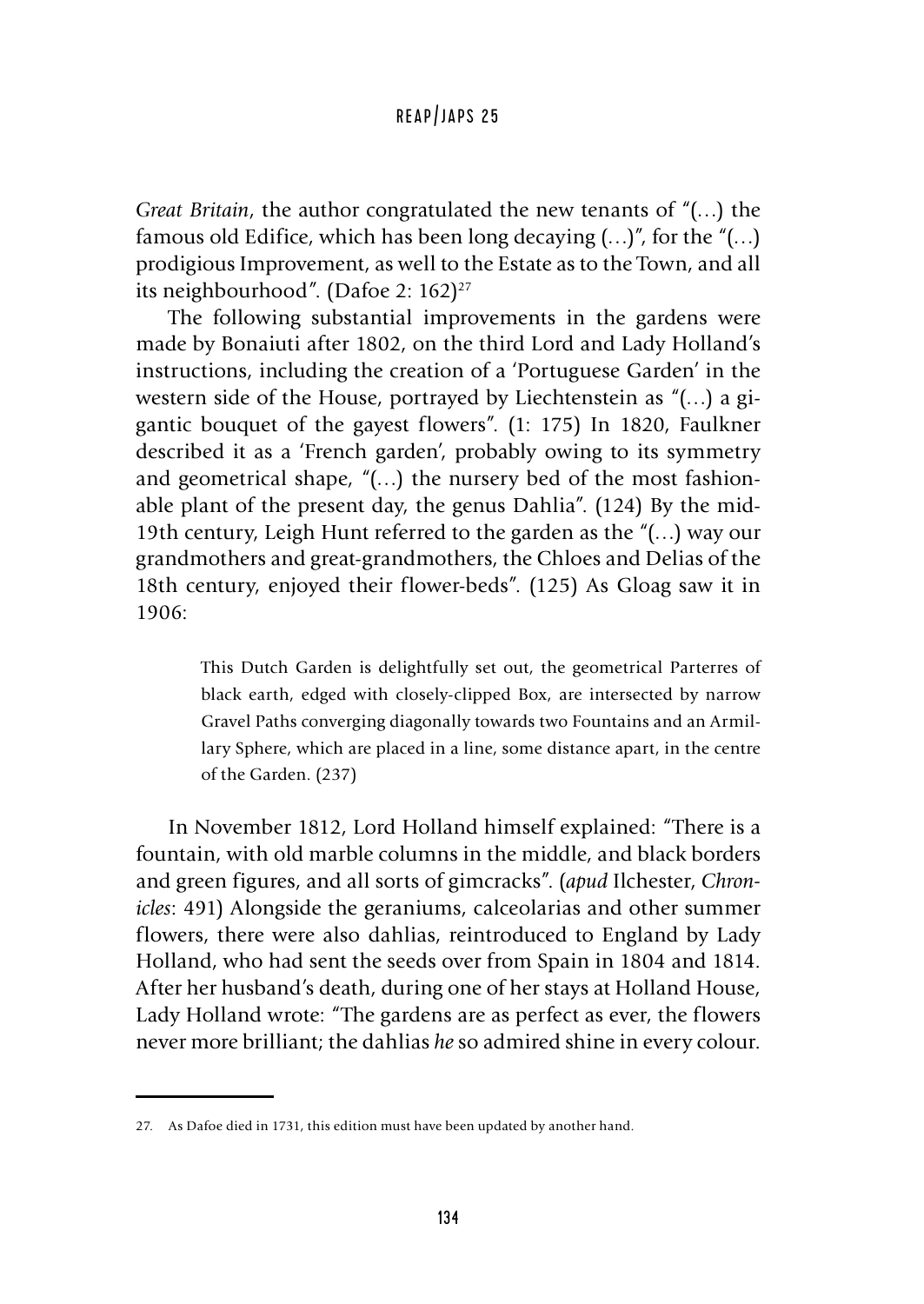*Great Britain*, the author congratulated the new tenants of "(…) the famous old Edifice, which has been long decaying (…)", for the "(…) prodigious Improvement, as well to the Estate as to the Town, and all its neighbourhood". (Dafoe 2: 162)[27]

The following substantial improvements in the gardens were made by Bonaiuti after 1802, on the third Lord and Lady Holland's instructions, including the creation of a 'Portuguese Garden' in the western side of the House, portrayed by Liechtenstein as "(…) a gigantic bouquet of the gayest flowers". (1: 175) In 1820, Faulkner described it as a 'French garden', probably owing to its symmetry and geometrical shape, "(…) the nursery bed of the most fashionable plant of the present day, the genus Dahlia". (124) By the mid-19th century, Leigh Hunt referred to the garden as the "(…) way our grandmothers and great-grandmothers, the Chloes and Delias of the 18th century, enjoyed their flower-beds". (125) As Gloag saw it in 1906:

> This Dutch Garden is delightfully set out, the geometrical Parterres of black earth, edged with closely-clipped Box, are intersected by narrow Gravel Paths converging diagonally towards two Fountains and an Armillary Sphere, which are placed in a line, some distance apart, in the centre of the Garden. (237)

In November 1812, Lord Holland himself explained: "There is a fountain, with old marble columns in the middle, and black borders and green figures, and all sorts of gimcracks". (*apud* Ilchester, *Chronicles*: 491) Alongside the geraniums, calceolarias and other summer flowers, there were also dahlias, reintroduced to England by Lady Holland, who had sent the seeds over from Spain in 1804 and 1814. After her husband's death, during one of her stays at Holland House, Lady Holland wrote: "The gardens are as perfect as ever, the flowers never more brilliant; the dahlias *he* so admired shine in every colour.

---

27. As Dafoe died in 1731, this edition must have been updated by another hand.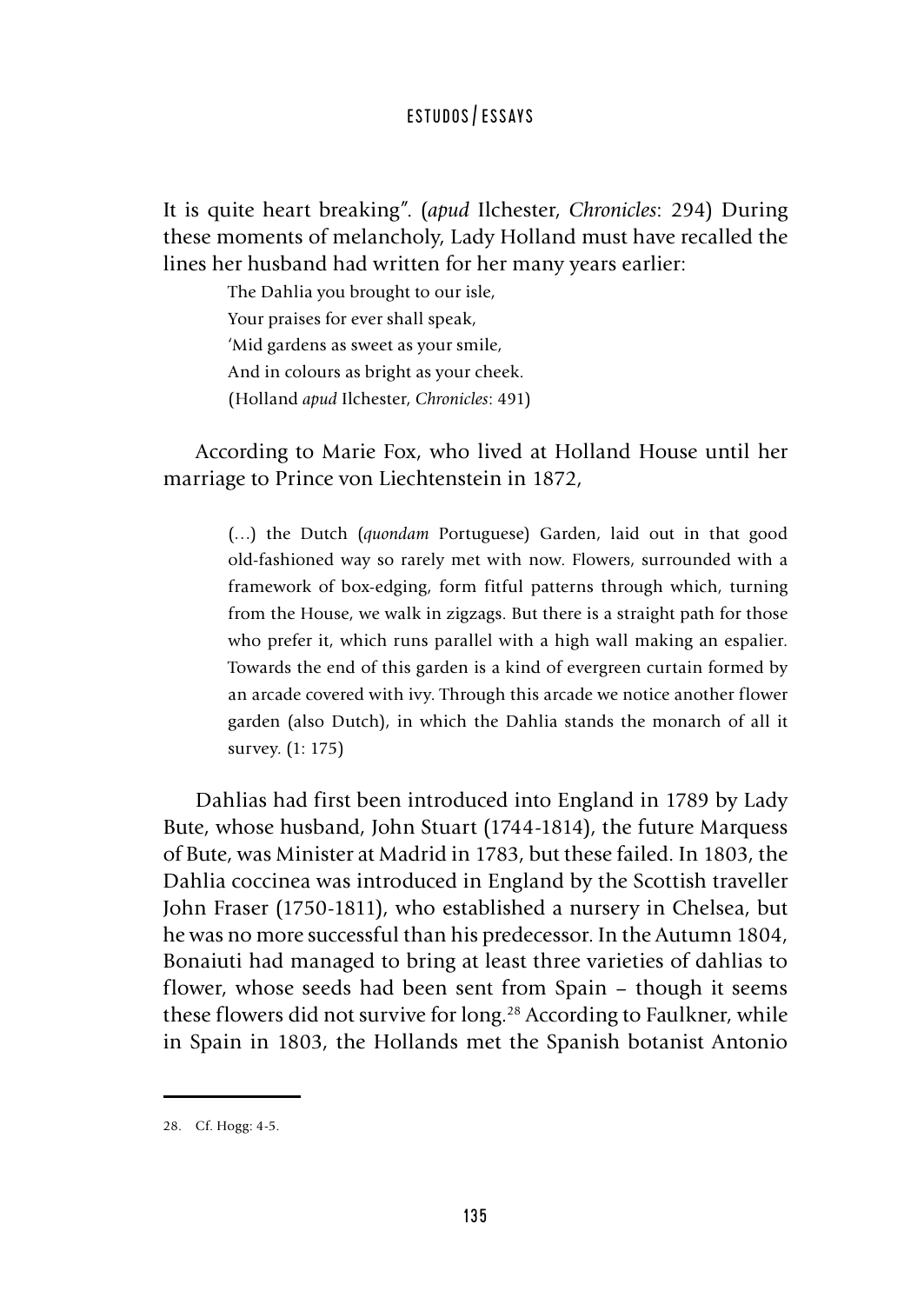It is quite heart breaking". (*apud* Ilchester, *Chronicles*: 294) During these moments of melancholy, Lady Holland must have recalled the lines her husband had written for her many years earlier:

> The Dahlia you brought to our isle,
> Your praises for ever shall speak,
> 'Mid gardens as sweet as your smile,
> And in colours as bright as your cheek.
> (Holland *apud* Ilchester, *Chronicles*: 491)

According to Marie Fox, who lived at Holland House until her marriage to Prince von Liechtenstein in 1872,

> (...) the Dutch (*quondam* Portuguese) Garden, laid out in that good old-fashioned way so rarely met with now. Flowers, surrounded with a framework of box-edging, form fitful patterns through which, turning from the House, we walk in zigzags. But there is a straight path for those who prefer it, which runs parallel with a high wall making an espalier. Towards the end of this garden is a kind of evergreen curtain formed by an arcade covered with ivy. Through this arcade we notice another flower garden (also Dutch), in which the Dahlia stands the monarch of all it survey. (1: 175)

Dahlias had first been introduced into England in 1789 by Lady Bute, whose husband, John Stuart (1744-1814), the future Marquess of Bute, was Minister at Madrid in 1783, but these failed. In 1803, the Dahlia coccinea was introduced in England by the Scottish traveller John Fraser (1750-1811), who established a nursery in Chelsea, but he was no more successful than his predecessor. In the Autumn 1804, Bonaiuti had managed to bring at least three varieties of dahlias to flower, whose seeds had been sent from Spain – though it seems these flowers did not survive for long.[28] According to Faulkner, while in Spain in 1803, the Hollands met the Spanish botanist Antonio

---

28. Cf. Hogg: 4-5.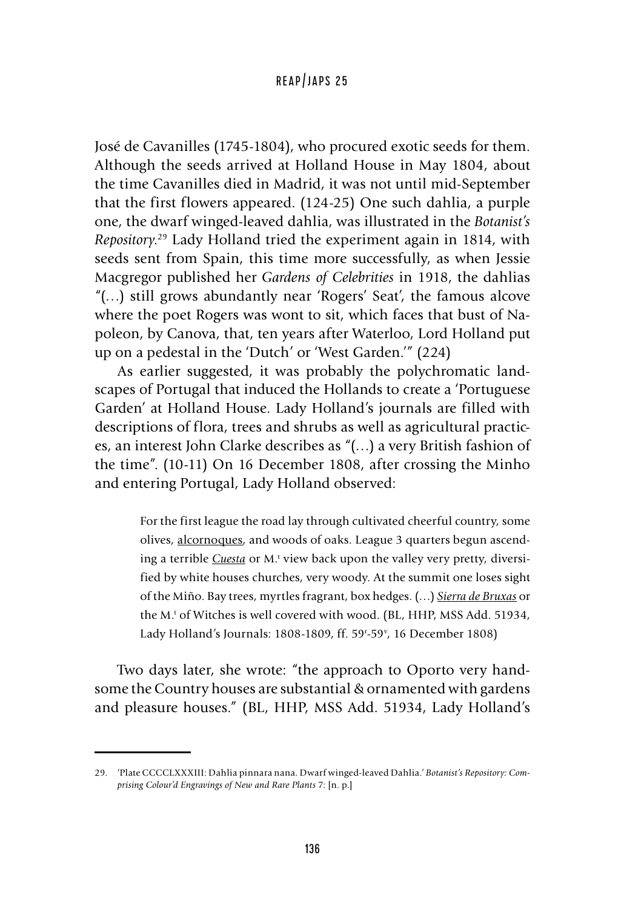José de Cavanilles (1745-1804), who procured exotic seeds for them. Although the seeds arrived at Holland House in May 1804, about the time Cavanilles died in Madrid, it was not until mid-September that the first flowers appeared. (124-25) One such dahlia, a purple one, the dwarf winged-leaved dahlia, was illustrated in the *Botanist's Repository*.[29] Lady Holland tried the experiment again in 1814, with seeds sent from Spain, this time more successfully, as when Jessie Macgregor published her *Gardens of Celebrities* in 1918, the dahlias "(…) still grows abundantly near 'Rogers' Seat', the famous alcove where the poet Rogers was wont to sit, which faces that bust of Napoleon, by Canova, that, ten years after Waterloo, Lord Holland put up on a pedestal in the 'Dutch' or 'West Garden.'" (224)

As earlier suggested, it was probably the polychromatic landscapes of Portugal that induced the Hollands to create a 'Portuguese Garden' at Holland House. Lady Holland's journals are filled with descriptions of flora, trees and shrubs as well as agricultural practices, an interest John Clarke describes as "(…) a very British fashion of the time". (10-11) On 16 December 1808, after crossing the Minho and entering Portugal, Lady Holland observed:

> For the first league the road lay through cultivated cheerful country, some olives, alcornoques, and woods of oaks. League 3 quarters begun ascending a terrible *Cuesta* or M.[t] view back upon the valley very pretty, diversified by white houses churches, very woody. At the summit one loses sight of the Miño. Bay trees, myrtles fragrant, box hedges. (…) *Sierra de Bruxas* or the M.[t] of Witches is well covered with wood. (BL, HHP, MSS Add. 51934, Lady Holland's Journals: 1808-1809, ff. 59[r]-59[v], 16 December 1808)

Two days later, she wrote: "the approach to Oporto very handsome the Country houses are substantial & ornamented with gardens and pleasure houses." (BL, HHP, MSS Add. 51934, Lady Holland's

29. 'Plate CCCCLXXXIII: Dahlia pinnara nana. Dwarf winged-leaved Dahlia.' *Botanist's Repository: Comprising Colour'd Engravings of New and Rare Plants* 7: [n. p.]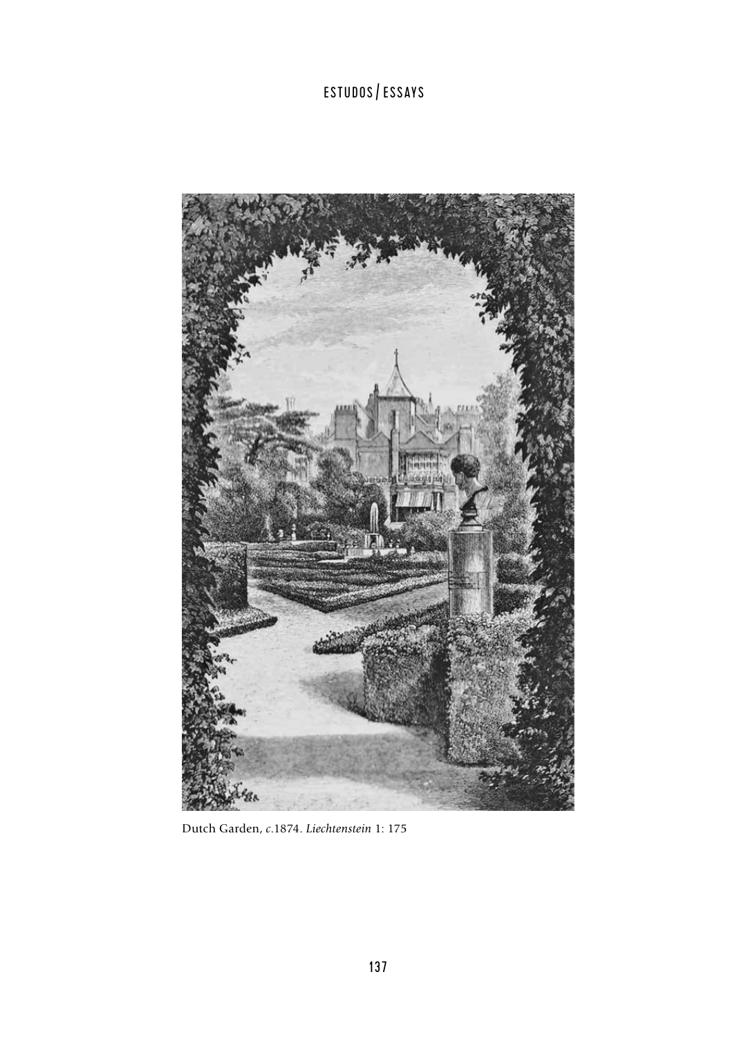Dutch Garden, *c.*1874. *Liechtenstein* 1: 175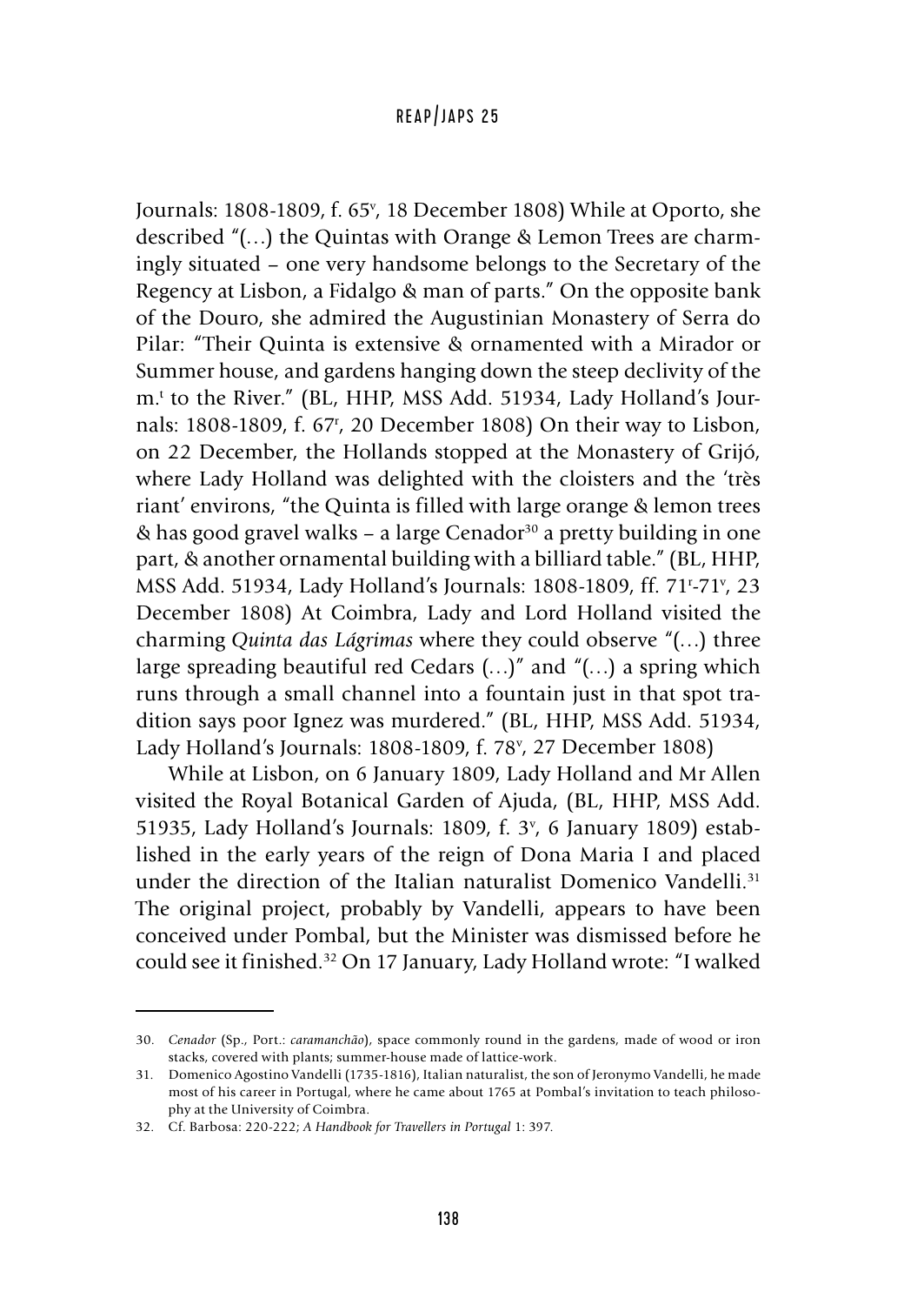Journals: 1808-1809, f. 65v, 18 December 1808) While at Oporto, she described "(…) the Quintas with Orange & Lemon Trees are charmingly situated – one very handsome belongs to the Secretary of the Regency at Lisbon, a Fidalgo & man of parts." On the opposite bank of the Douro, she admired the Augustinian Monastery of Serra do Pilar: "Their Quinta is extensive & ornamented with a Mirador or Summer house, and gardens hanging down the steep declivity of the m.t to the River." (BL, HHP, MSS Add. 51934, Lady Holland's Journals: 1808-1809, f. 67r, 20 December 1808) On their way to Lisbon, on 22 December, the Hollands stopped at the Monastery of Grijó, where Lady Holland was delighted with the cloisters and the 'très riant' environs, "the Quinta is filled with large orange & lemon trees & has good gravel walks – a large Cenador[30] a pretty building in one part, & another ornamental building with a billiard table." (BL, HHP, MSS Add. 51934, Lady Holland's Journals: 1808-1809, ff. 71r-71v, 23 December 1808) At Coimbra, Lady and Lord Holland visited the charming *Quinta das Lágrimas* where they could observe "(…) three large spreading beautiful red Cedars (…)" and "(…) a spring which runs through a small channel into a fountain just in that spot tradition says poor Ignez was murdered." (BL, HHP, MSS Add. 51934, Lady Holland's Journals: 1808-1809, f. 78v, 27 December 1808)

While at Lisbon, on 6 January 1809, Lady Holland and Mr Allen visited the Royal Botanical Garden of Ajuda, (BL, HHP, MSS Add. 51935, Lady Holland's Journals: 1809, f. 3v, 6 January 1809) established in the early years of the reign of Dona Maria I and placed under the direction of the Italian naturalist Domenico Vandelli.[31] The original project, probably by Vandelli, appears to have been conceived under Pombal, but the Minister was dismissed before he could see it finished.[32] On 17 January, Lady Holland wrote: "I walked

30. *Cenador* (Sp., Port.: *caramanchão*), space commonly round in the gardens, made of wood or iron stacks, covered with plants; summer-house made of lattice-work.

31. Domenico Agostino Vandelli (1735-1816), Italian naturalist, the son of Jeronymo Vandelli, he made most of his career in Portugal, where he came about 1765 at Pombal's invitation to teach philosophy at the University of Coimbra.

32. Cf. Barbosa: 220-222; *A Handbook for Travellers in Portugal* 1: 397.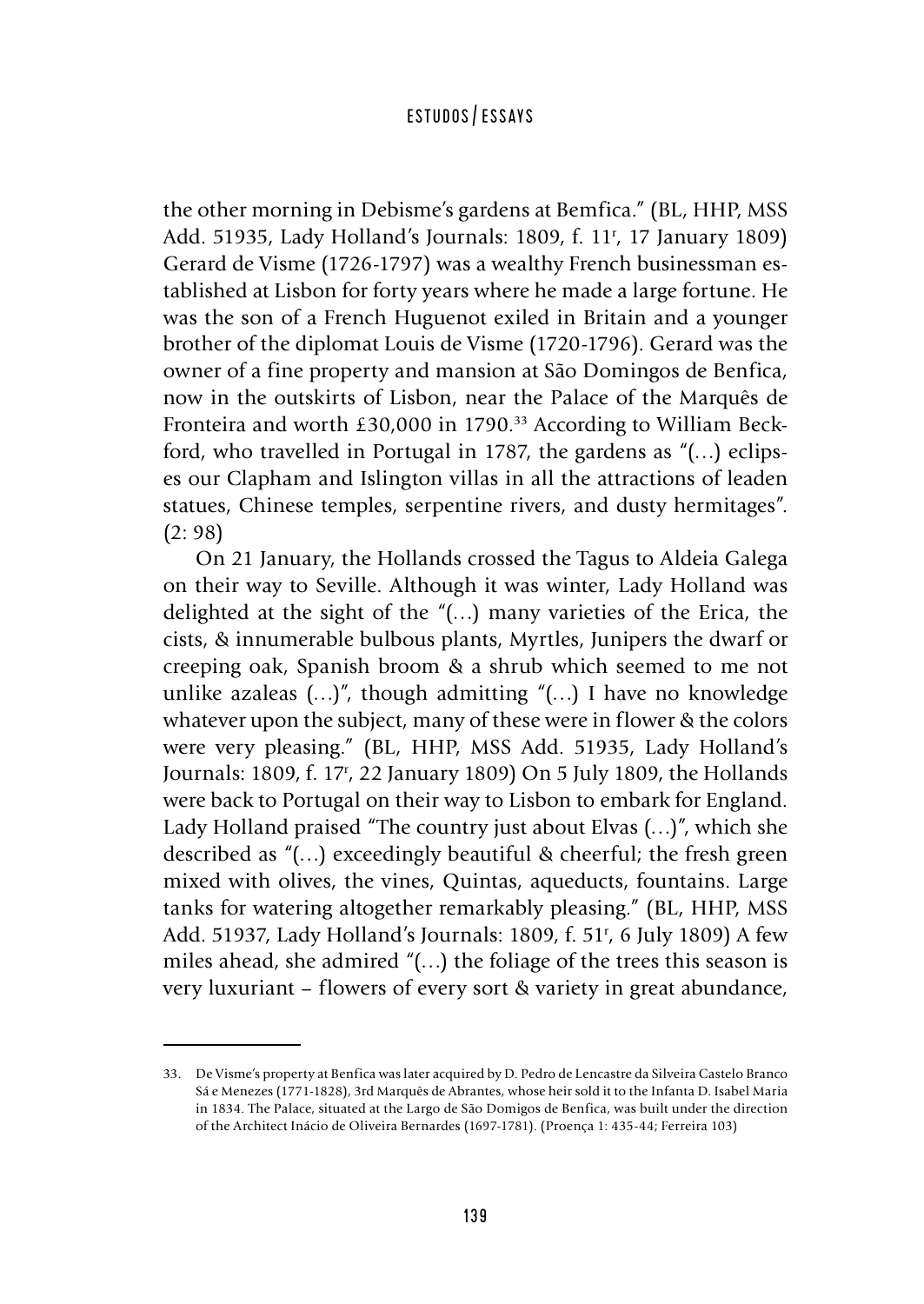the other morning in Debisme's gardens at Bemfica." (BL, HHP, MSS Add. 51935, Lady Holland's Journals: 1809, f. 11$^r$, 17 January 1809) Gerard de Visme (1726-1797) was a wealthy French businessman established at Lisbon for forty years where he made a large fortune. He was the son of a French Huguenot exiled in Britain and a younger brother of the diplomat Louis de Visme (1720-1796). Gerard was the owner of a fine property and mansion at São Domingos de Benfica, now in the outskirts of Lisbon, near the Palace of the Marquês de Fronteira and worth £30,000 in 1790.[33] According to William Beckford, who travelled in Portugal in 1787, the gardens as "(…) eclipses our Clapham and Islington villas in all the attractions of leaden statues, Chinese temples, serpentine rivers, and dusty hermitages". (2: 98)

On 21 January, the Hollands crossed the Tagus to Aldeia Galega on their way to Seville. Although it was winter, Lady Holland was delighted at the sight of the "(…) many varieties of the Erica, the cists, & innumerable bulbous plants, Myrtles, Junipers the dwarf or creeping oak, Spanish broom & a shrub which seemed to me not unlike azaleas (…)", though admitting "(…) I have no knowledge whatever upon the subject, many of these were in flower & the colors were very pleasing." (BL, HHP, MSS Add. 51935, Lady Holland's Journals: 1809, f. 17$^r$, 22 January 1809) On 5 July 1809, the Hollands were back to Portugal on their way to Lisbon to embark for England. Lady Holland praised "The country just about Elvas (…)", which she described as "(…) exceedingly beautiful & cheerful; the fresh green mixed with olives, the vines, Quintas, aqueducts, fountains. Large tanks for watering altogether remarkably pleasing." (BL, HHP, MSS Add. 51937, Lady Holland's Journals: 1809, f. 51$^r$, 6 July 1809) A few miles ahead, she admired "(…) the foliage of the trees this season is very luxuriant – flowers of every sort & variety in great abundance,

---

33. De Visme's property at Benfica was later acquired by D. Pedro de Lencastre da Silveira Castelo Branco Sá e Menezes (1771-1828), 3rd Marquês de Abrantes, whose heir sold it to the Infanta D. Isabel Maria in 1834. The Palace, situated at the Largo de São Domigos de Benfica, was built under the direction of the Architect Inácio de Oliveira Bernardes (1697-1781). (Proença 1: 435-44; Ferreira 103)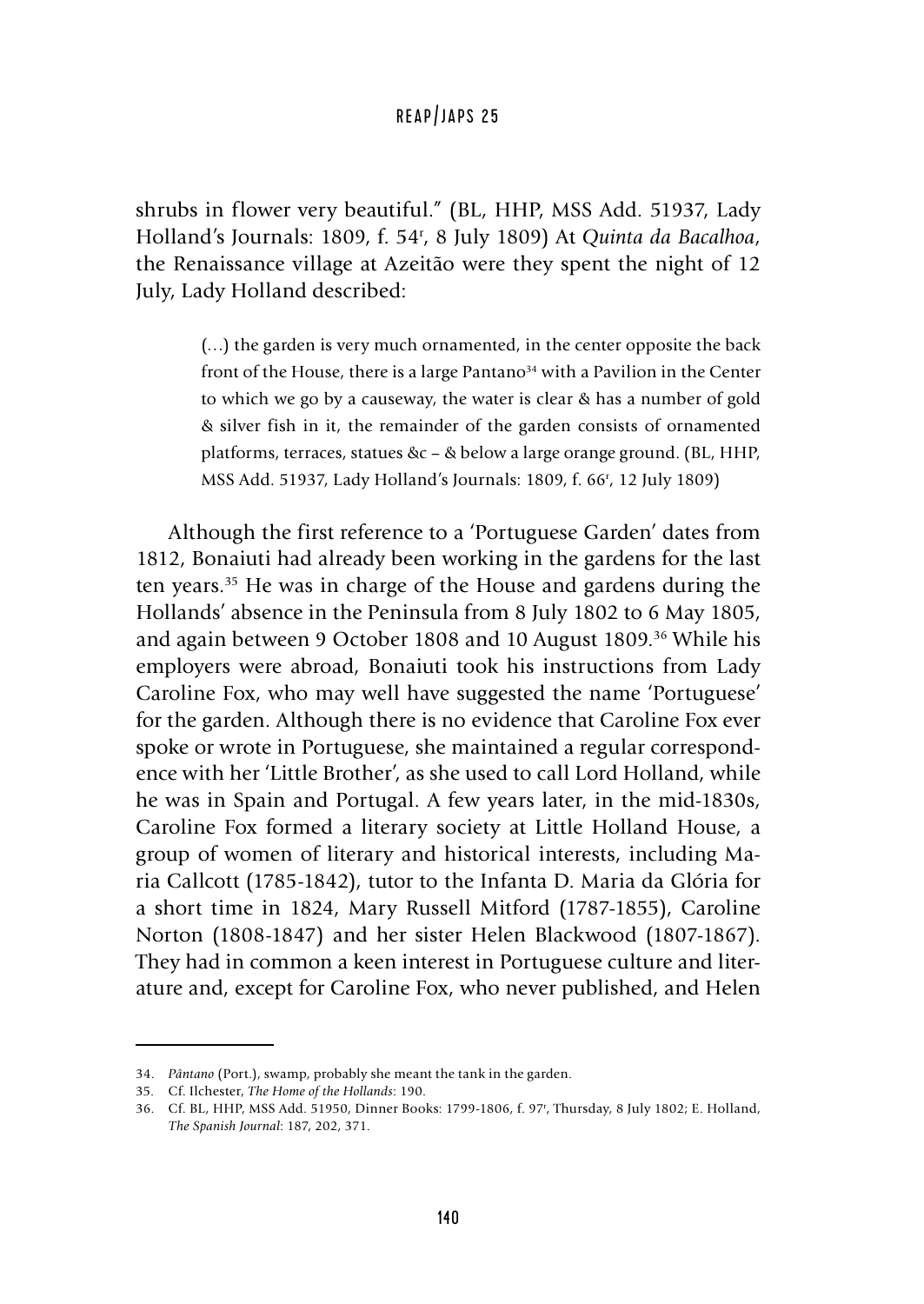shrubs in flower very beautiful." (BL, HHP, MSS Add. 51937, Lady Holland's Journals: 1809, f. 54r, 8 July 1809) At *Quinta da Bacalhoa*, the Renaissance village at Azeitão were they spent the night of 12 July, Lady Holland described:

> (…) the garden is very much ornamented, in the center opposite the back front of the House, there is a large Pantano[34] with a Pavilion in the Center to which we go by a causeway, the water is clear & has a number of gold & silver fish in it, the remainder of the garden consists of ornamented platforms, terraces, statues &c – & below a large orange ground. (BL, HHP, MSS Add. 51937, Lady Holland's Journals: 1809, f. 66r, 12 July 1809)

Although the first reference to a 'Portuguese Garden' dates from 1812, Bonaiuti had already been working in the gardens for the last ten years.[35] He was in charge of the House and gardens during the Hollands' absence in the Peninsula from 8 July 1802 to 6 May 1805, and again between 9 October 1808 and 10 August 1809.[36] While his employers were abroad, Bonaiuti took his instructions from Lady Caroline Fox, who may well have suggested the name 'Portuguese' for the garden. Although there is no evidence that Caroline Fox ever spoke or wrote in Portuguese, she maintained a regular correspondence with her 'Little Brother', as she used to call Lord Holland, while he was in Spain and Portugal. A few years later, in the mid-1830s, Caroline Fox formed a literary society at Little Holland House, a group of women of literary and historical interests, including Maria Callcott (1785-1842), tutor to the Infanta D. Maria da Glória for a short time in 1824, Mary Russell Mitford (1787-1855), Caroline Norton (1808-1847) and her sister Helen Blackwood (1807-1867). They had in common a keen interest in Portuguese culture and literature and, except for Caroline Fox, who never published, and Helen

---

34. *Pântano* (Port.), swamp, probably she meant the tank in the garden.
35. Cf. Ilchester, *The Home of the Hollands*: 190.
36. Cf. BL, HHP, MSS Add. 51950, Dinner Books: 1799-1806, f. 97r, Thursday, 8 July 1802; E. Holland, *The Spanish Journal*: 187, 202, 371.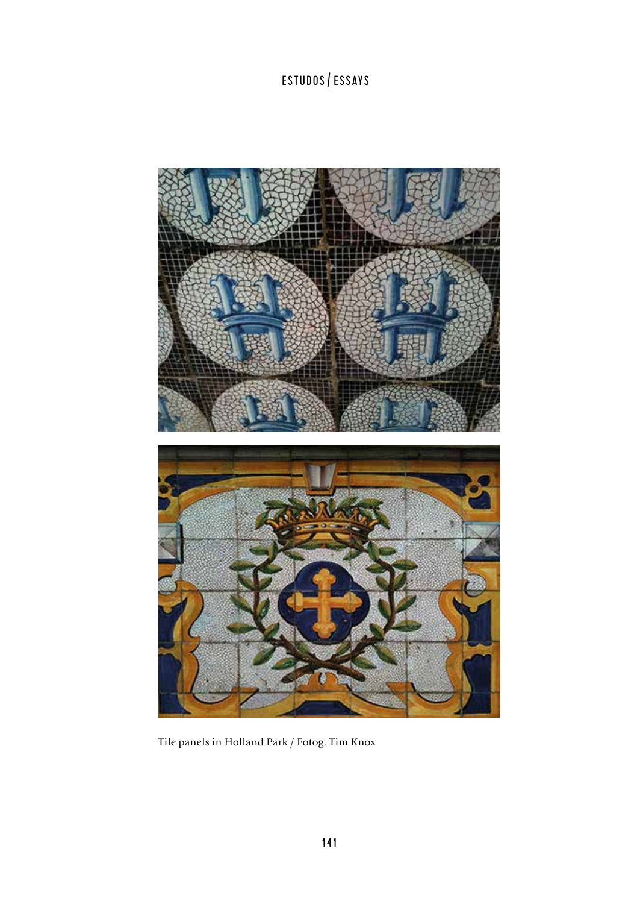Tile panels in Holland Park / Fotog. Tim Knox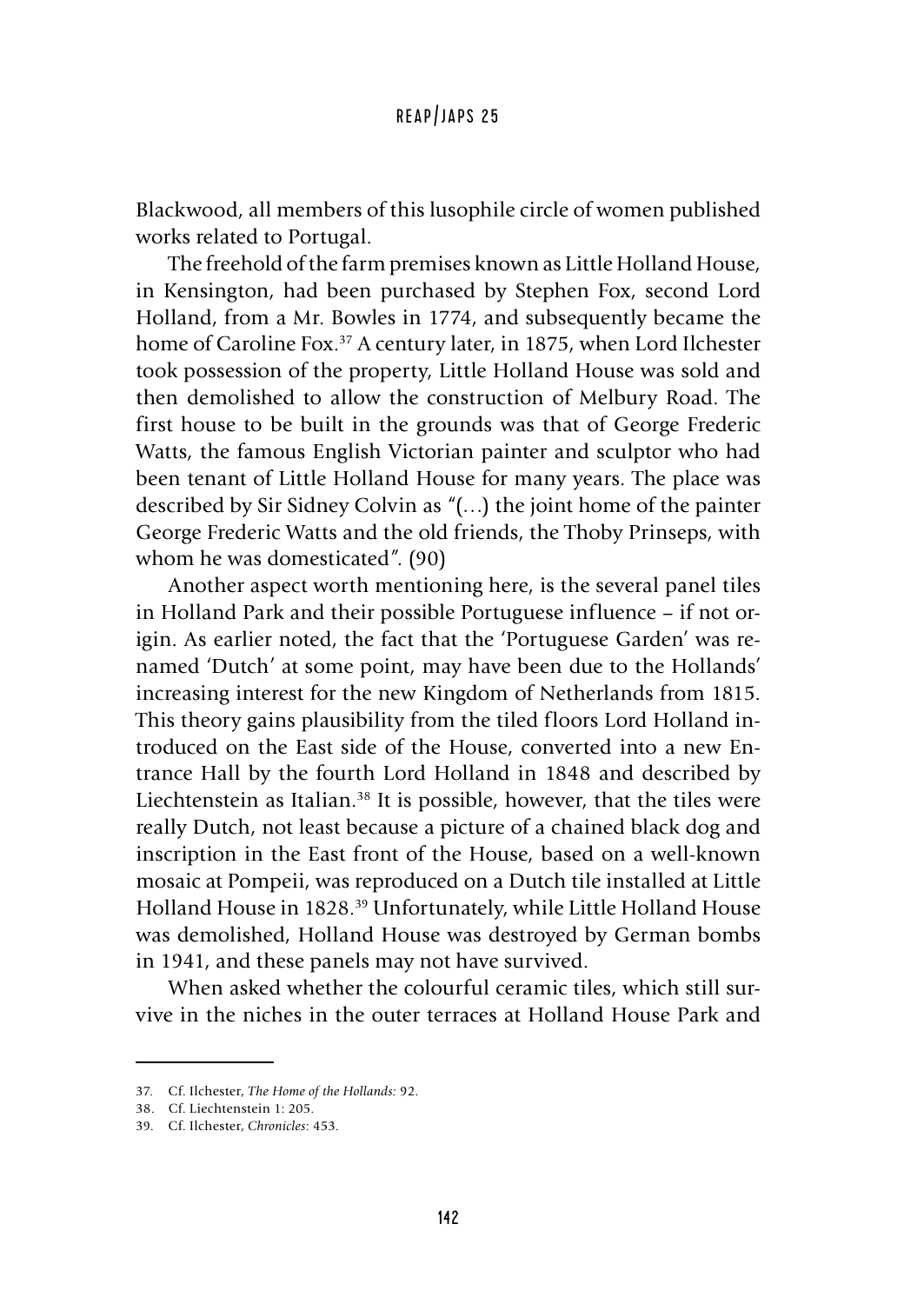Blackwood, all members of this lusophile circle of women published works related to Portugal.

The freehold of the farm premises known as Little Holland House, in Kensington, had been purchased by Stephen Fox, second Lord Holland, from a Mr. Bowles in 1774, and subsequently became the home of Caroline Fox.[37] A century later, in 1875, when Lord Ilchester took possession of the property, Little Holland House was sold and then demolished to allow the construction of Melbury Road. The first house to be built in the grounds was that of George Frederic Watts, the famous English Victorian painter and sculptor who had been tenant of Little Holland House for many years. The place was described by Sir Sidney Colvin as "(…) the joint home of the painter George Frederic Watts and the old friends, the Thoby Prinseps, with whom he was domesticated". (90)

Another aspect worth mentioning here, is the several panel tiles in Holland Park and their possible Portuguese influence – if not origin. As earlier noted, the fact that the 'Portuguese Garden' was renamed 'Dutch' at some point, may have been due to the Hollands' increasing interest for the new Kingdom of Netherlands from 1815. This theory gains plausibility from the tiled floors Lord Holland introduced on the East side of the House, converted into a new Entrance Hall by the fourth Lord Holland in 1848 and described by Liechtenstein as Italian.[38] It is possible, however, that the tiles were really Dutch, not least because a picture of a chained black dog and inscription in the East front of the House, based on a well-known mosaic at Pompeii, was reproduced on a Dutch tile installed at Little Holland House in 1828.[39] Unfortunately, while Little Holland House was demolished, Holland House was destroyed by German bombs in 1941, and these panels may not have survived.

When asked whether the colourful ceramic tiles, which still survive in the niches in the outer terraces at Holland House Park and

---

37. Cf. Ilchester, *The Home of the Hollands:* 92.

38. Cf. Liechtenstein 1: 205.

39. Cf. Ilchester, *Chronicles*: 453.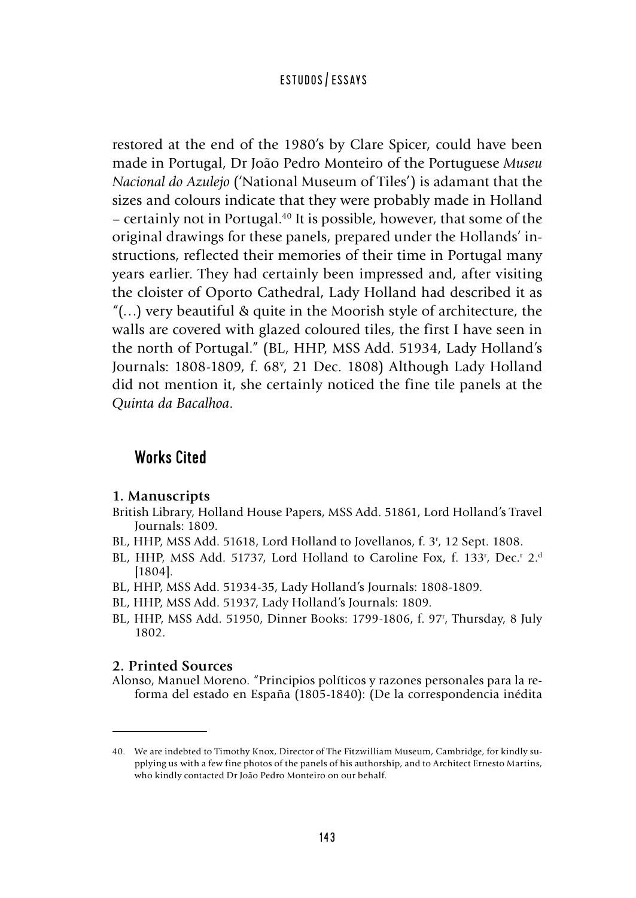restored at the end of the 1980's by Clare Spicer, could have been made in Portugal, Dr João Pedro Monteiro of the Portuguese *Museu Nacional do Azulejo* ('National Museum of Tiles') is adamant that the sizes and colours indicate that they were probably made in Holland – certainly not in Portugal.[40] It is possible, however, that some of the original drawings for these panels, prepared under the Hollands' instructions, reflected their memories of their time in Portugal many years earlier. They had certainly been impressed and, after visiting the cloister of Oporto Cathedral, Lady Holland had described it as "(…) very beautiful & quite in the Moorish style of architecture, the walls are covered with glazed coloured tiles, the first I have seen in the north of Portugal." (BL, HHP, MSS Add. 51934, Lady Holland's Journals: 1808-1809, f. 68v, 21 Dec. 1808) Although Lady Holland did not mention it, she certainly noticed the fine tile panels at the *Quinta da Bacalhoa*.

## Works Cited

### 1. Manuscripts

British Library, Holland House Papers, MSS Add. 51861, Lord Holland's Travel Journals: 1809.

BL, HHP, MSS Add. 51618, Lord Holland to Jovellanos, f. 3r, 12 Sept. 1808.

BL, HHP, MSS Add. 51737, Lord Holland to Caroline Fox, f. 133r, Dec.r 2.d [1804].

BL, HHP, MSS Add. 51934-35, Lady Holland's Journals: 1808-1809.

BL, HHP, MSS Add. 51937, Lady Holland's Journals: 1809.

BL, HHP, MSS Add. 51950, Dinner Books: 1799-1806, f. 97r, Thursday, 8 July 1802.

### 2. Printed Sources

Alonso, Manuel Moreno. "Principios políticos y razones personales para la reforma del estado en España (1805-1840): (De la correspondencia inédita

---

40. We are indebted to Timothy Knox, Director of The Fitzwilliam Museum, Cambridge, for kindly supplying us with a few fine photos of the panels of his authorship, and to Architect Ernesto Martins, who kindly contacted Dr João Pedro Monteiro on our behalf.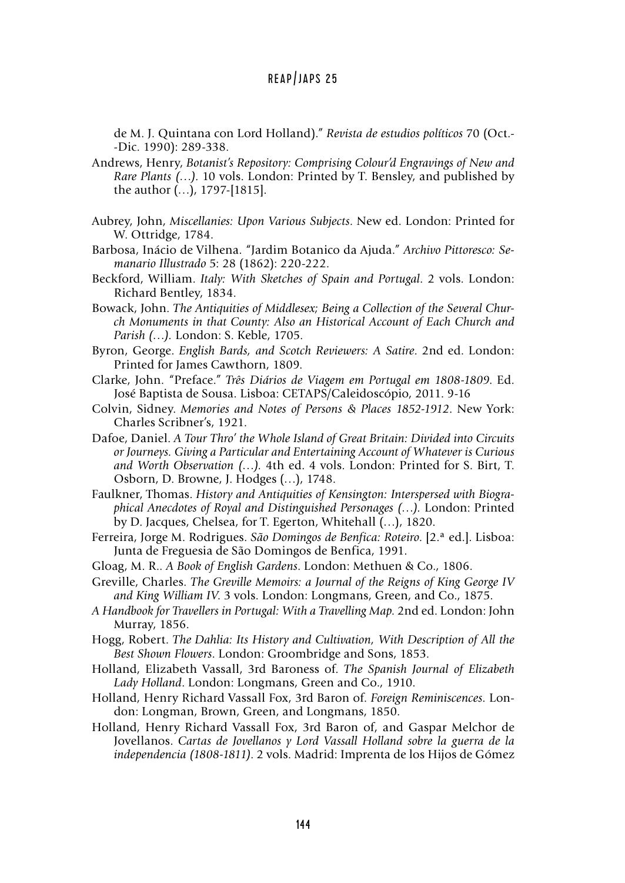de M. J. Quintana con Lord Holland)." *Revista de estudios políticos* 70 (Oct.-Dic. 1990): 289-338.

Andrews, Henry, *Botanist's Repository: Comprising Colour'd Engravings of New and Rare Plants (…)*. 10 vols. London: Printed by T. Bensley, and published by the author (…), 1797-[1815].

Aubrey, John, *Miscellanies: Upon Various Subjects*. New ed. London: Printed for W. Ottridge, 1784.

Barbosa, Inácio de Vilhena. "Jardim Botanico da Ajuda." *Archivo Pittoresco: Semanario Illustrado* 5: 28 (1862): 220-222.

Beckford, William. *Italy: With Sketches of Spain and Portugal*. 2 vols. London: Richard Bentley, 1834.

Bowack, John. *The Antiquities of Middlesex; Being a Collection of the Several Church Monuments in that County: Also an Historical Account of Each Church and Parish (…)*. London: S. Keble, 1705.

Byron, George. *English Bards, and Scotch Reviewers: A Satire*. 2nd ed. London: Printed for James Cawthorn, 1809.

Clarke, John. "Preface." *Três Diários de Viagem em Portugal em 1808-1809*. Ed. José Baptista de Sousa. Lisboa: CETAPS/Caleidoscópio, 2011. 9-16

Colvin, Sidney. *Memories and Notes of Persons & Places 1852-1912*. New York: Charles Scribner's, 1921.

Dafoe, Daniel. *A Tour Thro' the Whole Island of Great Britain: Divided into Circuits or Journeys. Giving a Particular and Entertaining Account of Whatever is Curious and Worth Observation (…)*. 4th ed. 4 vols. London: Printed for S. Birt, T. Osborn, D. Browne, J. Hodges (…), 1748.

Faulkner, Thomas. *History and Antiquities of Kensington: Interspersed with Biographical Anecdotes of Royal and Distinguished Personages (…)*. London: Printed by D. Jacques, Chelsea, for T. Egerton, Whitehall (…), 1820.

Ferreira, Jorge M. Rodrigues. *São Domingos de Benfica: Roteiro*. [2.ª ed.]. Lisboa: Junta de Freguesia de São Domingos de Benfica, 1991.

Gloag, M. R.. *A Book of English Gardens*. London: Methuen & Co., 1806.

Greville, Charles. *The Greville Memoirs: a Journal of the Reigns of King George IV and King William IV*. 3 vols. London: Longmans, Green, and Co., 1875.

*A Handbook for Travellers in Portugal: With a Travelling Map*. 2nd ed. London: John Murray, 1856.

Hogg, Robert. *The Dahlia: Its History and Cultivation, With Description of All the Best Shown Flowers*. London: Groombridge and Sons, 1853.

Holland, Elizabeth Vassall, 3rd Baroness of. *The Spanish Journal of Elizabeth Lady Holland*. London: Longmans, Green and Co., 1910.

Holland, Henry Richard Vassall Fox, 3rd Baron of. *Foreign Reminiscences*. London: Longman, Brown, Green, and Longmans, 1850.

Holland, Henry Richard Vassall Fox, 3rd Baron of, and Gaspar Melchor de Jovellanos. *Cartas de Jovellanos y Lord Vassall Holland sobre la guerra de la independencia (1808-1811)*. 2 vols. Madrid: Imprenta de los Hijos de Gómez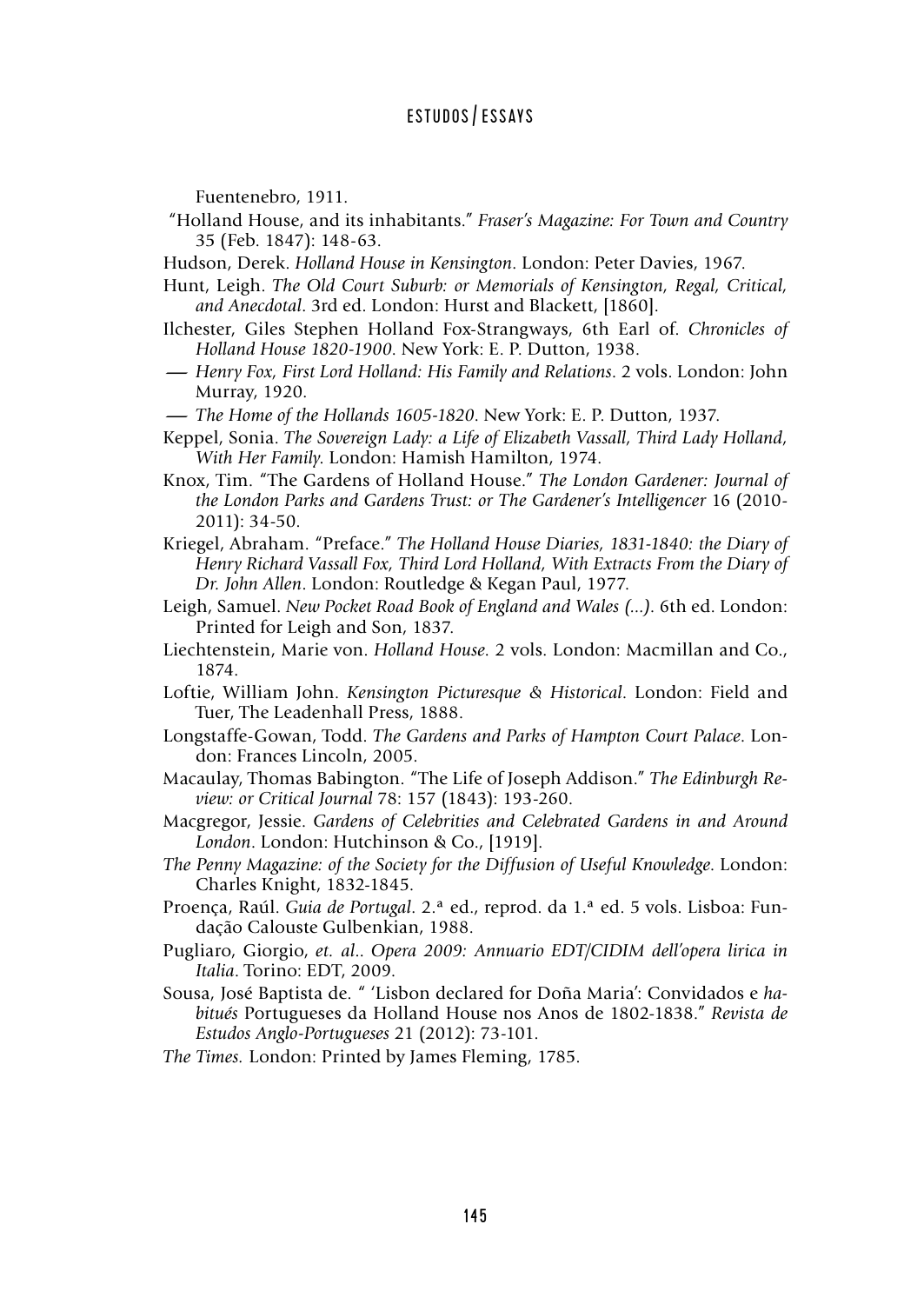Fuentenebro, 1911.

"Holland House, and its inhabitants." *Fraser's Magazine: For Town and Country* 35 (Feb. 1847): 148-63.

Hudson, Derek. *Holland House in Kensington*. London: Peter Davies, 1967.

Hunt, Leigh. *The Old Court Suburb: or Memorials of Kensington, Regal, Critical, and Anecdotal*. 3rd ed. London: Hurst and Blackett, [1860].

Ilchester, Giles Stephen Holland Fox-Strangways, 6th Earl of. *Chronicles of Holland House 1820-1900*. New York: E. P. Dutton, 1938.

— *Henry Fox, First Lord Holland: His Family and Relations*. 2 vols. London: John Murray, 1920.

— *The Home of the Hollands 1605-1820*. New York: E. P. Dutton, 1937.

Keppel, Sonia. *The Sovereign Lady: a Life of Elizabeth Vassall, Third Lady Holland, With Her Family*. London: Hamish Hamilton, 1974.

Knox, Tim. "The Gardens of Holland House." *The London Gardener: Journal of the London Parks and Gardens Trust: or The Gardener's Intelligencer* 16 (2010-2011): 34-50.

Kriegel, Abraham. "Preface." *The Holland House Diaries, 1831-1840: the Diary of Henry Richard Vassall Fox, Third Lord Holland, With Extracts From the Diary of Dr. John Allen*. London: Routledge & Kegan Paul, 1977.

Leigh, Samuel. *New Pocket Road Book of England and Wales (...)*. 6th ed. London: Printed for Leigh and Son, 1837.

Liechtenstein, Marie von. *Holland House*. 2 vols. London: Macmillan and Co., 1874.

Loftie, William John. *Kensington Picturesque & Historical*. London: Field and Tuer, The Leadenhall Press, 1888.

Longstaffe-Gowan, Todd. *The Gardens and Parks of Hampton Court Palace*. London: Frances Lincoln, 2005.

Macaulay, Thomas Babington. "The Life of Joseph Addison." *The Edinburgh Review: or Critical Journal* 78: 157 (1843): 193-260.

Macgregor, Jessie. *Gardens of Celebrities and Celebrated Gardens in and Around London*. London: Hutchinson & Co., [1919].

*The Penny Magazine: of the Society for the Diffusion of Useful Knowledge*. London: Charles Knight, 1832-1845.

Proença, Raúl. *Guia de Portugal*. 2.ª ed., reprod. da 1.ª ed. 5 vols. Lisboa: Fundação Calouste Gulbenkian, 1988.

Pugliaro, Giorgio, *et. al*.. *Opera 2009: Annuario EDT/CIDIM dell'opera lirica in Italia*. Torino: EDT, 2009.

Sousa, José Baptista de. " 'Lisbon declared for Doña Maria': Convidados e *habitués* Portugueses da Holland House nos Anos de 1802-1838." *Revista de Estudos Anglo-Portugueses* 21 (2012): 73-101.

*The Times.* London: Printed by James Fleming, 1785.